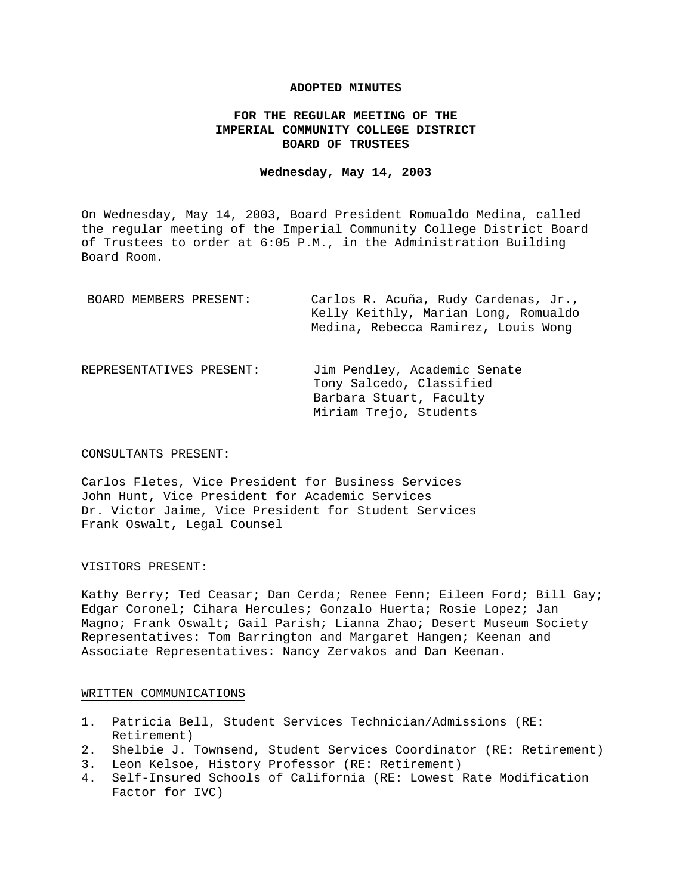# ADOPTED MINUTES

## FOR THE REGULAR MEETING OF THE IMPERIAL COMMUNITY COLLEGE DISTRICT BOARD OF TRUSTEES

**Wednesday, May 14, 2003**

On Wednesday, May 14, 2003, Board President Romualdo Medina, called the regular meeting of the Imperial Community College District Board of Trustees to order at 6:05 P.M., in the Administration Building Board Room.

| | |
|---|---|
| BOARD MEMBERS PRESENT: | Carlos R. Acuña, Rudy Cardenas, Jr., Kelly Keithly, Marian Long, Romualdo Medina, Rebecca Ramirez, Louis Wong |
| REPRESENTATIVES PRESENT: | Jim Pendley, Academic Senate<br>Tony Salcedo, Classified<br>Barbara Stuart, Faculty<br>Miriam Trejo, Students |

CONSULTANTS PRESENT:

Carlos Fletes, Vice President for Business Services
John Hunt, Vice President for Academic Services
Dr. Victor Jaime, Vice President for Student Services
Frank Oswalt, Legal Counsel

VISITORS PRESENT:

Kathy Berry; Ted Ceasar; Dan Cerda; Renee Fenn; Eileen Ford; Bill Gay; Edgar Coronel; Cihara Hercules; Gonzalo Huerta; Rosie Lopez; Jan Magno; Frank Oswalt; Gail Parish; Lianna Zhao; Desert Museum Society Representatives: Tom Barrington and Margaret Hangen; Keenan and Associate Representatives: Nancy Zervakos and Dan Keenan.

WRITTEN COMMUNICATIONS

1. Patricia Bell, Student Services Technician/Admissions (RE: Retirement)
2. Shelbie J. Townsend, Student Services Coordinator (RE: Retirement)
3. Leon Kelsoe, History Professor (RE: Retirement)
4. Self-Insured Schools of California (RE: Lowest Rate Modification Factor for IVC)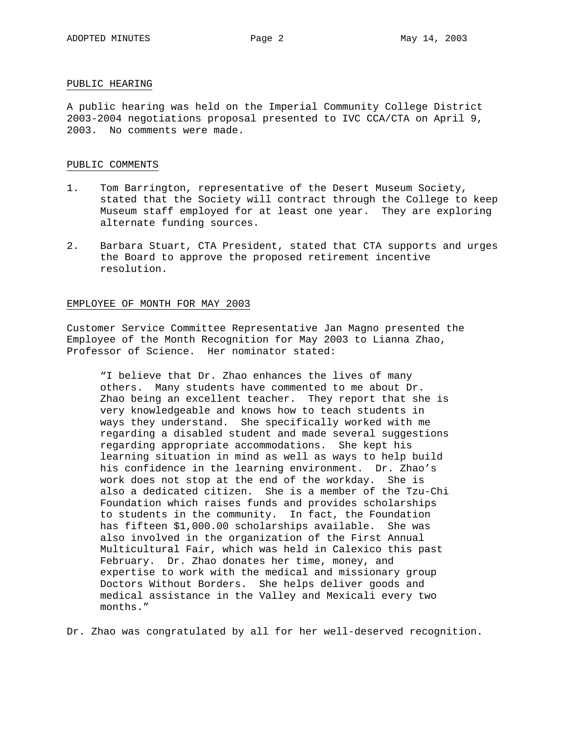## PUBLIC HEARING

A public hearing was held on the Imperial Community College District 2003-2004 negotiations proposal presented to IVC CCA/CTA on April 9, 2003. No comments were made.

## PUBLIC COMMENTS

1. Tom Barrington, representative of the Desert Museum Society, stated that the Society will contract through the College to keep Museum staff employed for at least one year. They are exploring alternate funding sources.

2. Barbara Stuart, CTA President, stated that CTA supports and urges the Board to approve the proposed retirement incentive resolution.

## EMPLOYEE OF MONTH FOR MAY 2003

Customer Service Committee Representative Jan Magno presented the Employee of the Month Recognition for May 2003 to Lianna Zhao, Professor of Science. Her nominator stated:

> "I believe that Dr. Zhao enhances the lives of many others. Many students have commented to me about Dr. Zhao being an excellent teacher. They report that she is very knowledgeable and knows how to teach students in ways they understand. She specifically worked with me regarding a disabled student and made several suggestions regarding appropriate accommodations. She kept his learning situation in mind as well as ways to help build his confidence in the learning environment. Dr. Zhao's work does not stop at the end of the workday. She is also a dedicated citizen. She is a member of the Tzu-Chi Foundation which raises funds and provides scholarships to students in the community. In fact, the Foundation has fifteen $1,000.00 scholarships available. She was also involved in the organization of the First Annual Multicultural Fair, which was held in Calexico this past February. Dr. Zhao donates her time, money, and expertise to work with the medical and missionary group Doctors Without Borders. She helps deliver goods and medical assistance in the Valley and Mexicali every two months."

Dr. Zhao was congratulated by all for her well-deserved recognition.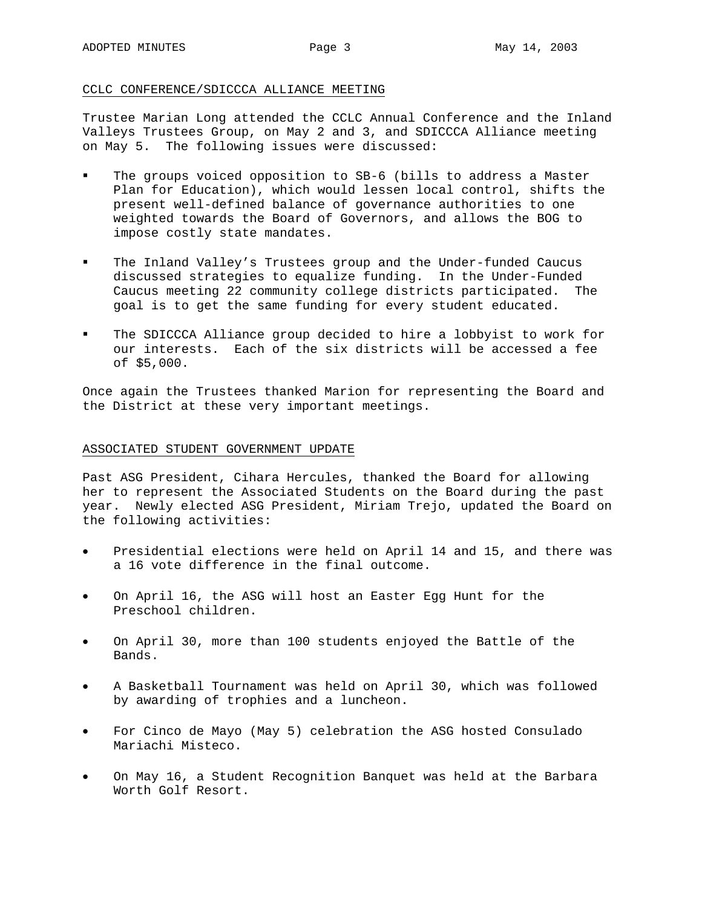## CCLC CONFERENCE/SDICCCA ALLIANCE MEETING

Trustee Marian Long attended the CCLC Annual Conference and the Inland Valleys Trustees Group, on May 2 and 3, and SDICCCA Alliance meeting on May 5. The following issues were discussed:

- The groups voiced opposition to SB-6 (bills to address a Master Plan for Education), which would lessen local control, shifts the present well-defined balance of governance authorities to one weighted towards the Board of Governors, and allows the BOG to impose costly state mandates.

- The Inland Valley's Trustees group and the Under-funded Caucus discussed strategies to equalize funding. In the Under-Funded Caucus meeting 22 community college districts participated. The goal is to get the same funding for every student educated.

- The SDICCCA Alliance group decided to hire a lobbyist to work for our interests. Each of the six districts will be accessed a fee of $5,000.

Once again the Trustees thanked Marion for representing the Board and the District at these very important meetings.

## ASSOCIATED STUDENT GOVERNMENT UPDATE

Past ASG President, Cihara Hercules, thanked the Board for allowing her to represent the Associated Students on the Board during the past year. Newly elected ASG President, Miriam Trejo, updated the Board on the following activities:

- Presidential elections were held on April 14 and 15, and there was a 16 vote difference in the final outcome.

- On April 16, the ASG will host an Easter Egg Hunt for the Preschool children.

- On April 30, more than 100 students enjoyed the Battle of the Bands.

- A Basketball Tournament was held on April 30, which was followed by awarding of trophies and a luncheon.

- For Cinco de Mayo (May 5) celebration the ASG hosted Consulado Mariachi Misteco.

- On May 16, a Student Recognition Banquet was held at the Barbara Worth Golf Resort.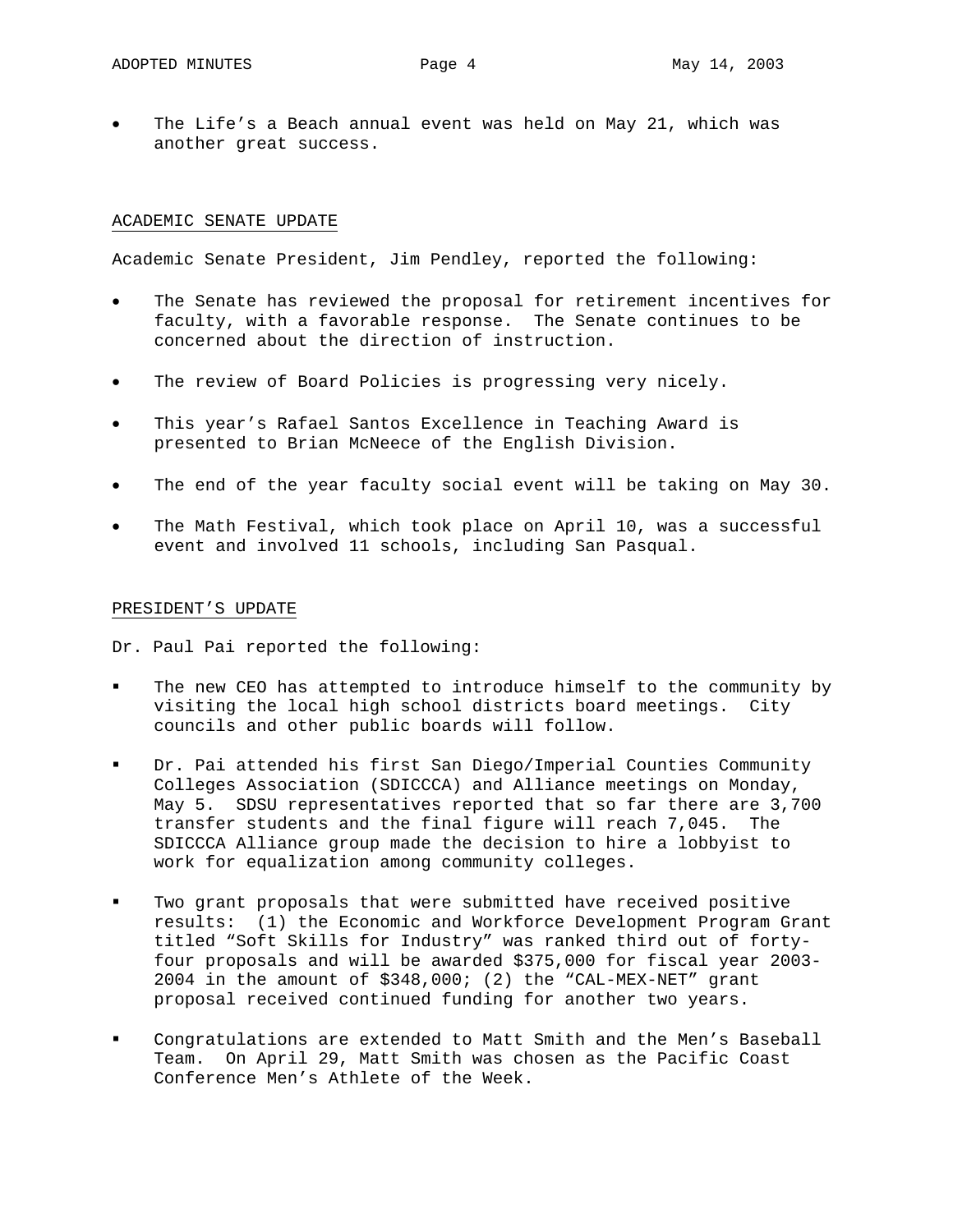- The Life's a Beach annual event was held on May 21, which was another great success.

## ACADEMIC SENATE UPDATE

Academic Senate President, Jim Pendley, reported the following:

- The Senate has reviewed the proposal for retirement incentives for faculty, with a favorable response. The Senate continues to be concerned about the direction of instruction.
- The review of Board Policies is progressing very nicely.
- This year's Rafael Santos Excellence in Teaching Award is presented to Brian McNeece of the English Division.
- The end of the year faculty social event will be taking on May 30.
- The Math Festival, which took place on April 10, was a successful event and involved 11 schools, including San Pasqual.

## PRESIDENT'S UPDATE

Dr. Paul Pai reported the following:

- The new CEO has attempted to introduce himself to the community by visiting the local high school districts board meetings. City councils and other public boards will follow.
- Dr. Pai attended his first San Diego/Imperial Counties Community Colleges Association (SDICCCA) and Alliance meetings on Monday, May 5. SDSU representatives reported that so far there are 3,700 transfer students and the final figure will reach 7,045. The SDICCCA Alliance group made the decision to hire a lobbyist to work for equalization among community colleges.
- Two grant proposals that were submitted have received positive results: (1) the Economic and Workforce Development Program Grant titled "Soft Skills for Industry" was ranked third out of forty-four proposals and will be awarded $375,000 for fiscal year 2003-2004 in the amount of $348,000; (2) the "CAL-MEX-NET" grant proposal received continued funding for another two years.
- Congratulations are extended to Matt Smith and the Men's Baseball Team. On April 29, Matt Smith was chosen as the Pacific Coast Conference Men's Athlete of the Week.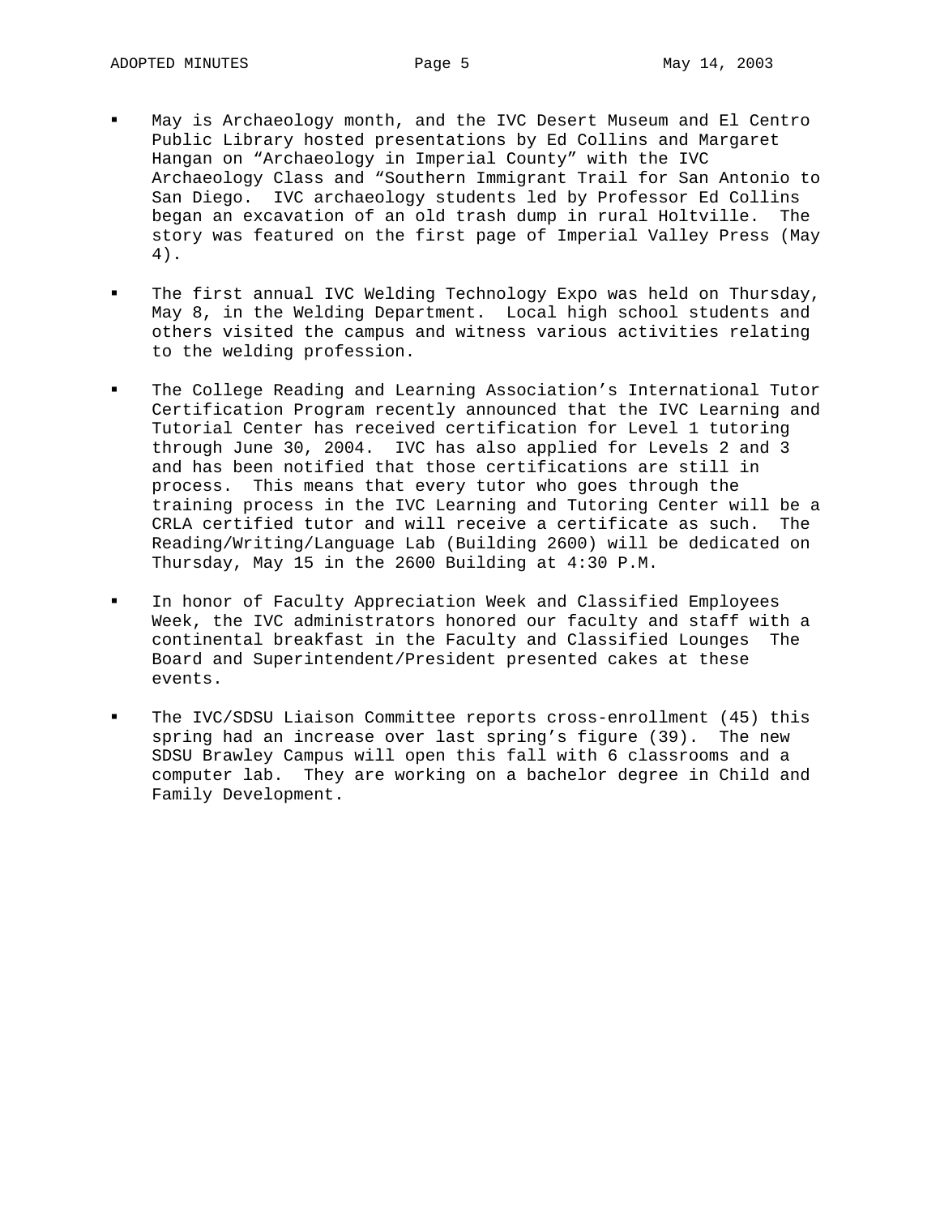- May is Archaeology month, and the IVC Desert Museum and El Centro Public Library hosted presentations by Ed Collins and Margaret Hangan on “Archaeology in Imperial County” with the IVC Archaeology Class and “Southern Immigrant Trail for San Antonio to San Diego. IVC archaeology students led by Professor Ed Collins began an excavation of an old trash dump in rural Holtville. The story was featured on the first page of Imperial Valley Press (May 4).

- The first annual IVC Welding Technology Expo was held on Thursday, May 8, in the Welding Department. Local high school students and others visited the campus and witness various activities relating to the welding profession.

- The College Reading and Learning Association’s International Tutor Certification Program recently announced that the IVC Learning and Tutorial Center has received certification for Level 1 tutoring through June 30, 2004. IVC has also applied for Levels 2 and 3 and has been notified that those certifications are still in process. This means that every tutor who goes through the training process in the IVC Learning and Tutoring Center will be a CRLA certified tutor and will receive a certificate as such. The Reading/Writing/Language Lab (Building 2600) will be dedicated on Thursday, May 15 in the 2600 Building at 4:30 P.M.

- In honor of Faculty Appreciation Week and Classified Employees Week, the IVC administrators honored our faculty and staff with a continental breakfast in the Faculty and Classified Lounges The Board and Superintendent/President presented cakes at these events.

- The IVC/SDSU Liaison Committee reports cross-enrollment (45) this spring had an increase over last spring’s figure (39). The new SDSU Brawley Campus will open this fall with 6 classrooms and a computer lab. They are working on a bachelor degree in Child and Family Development.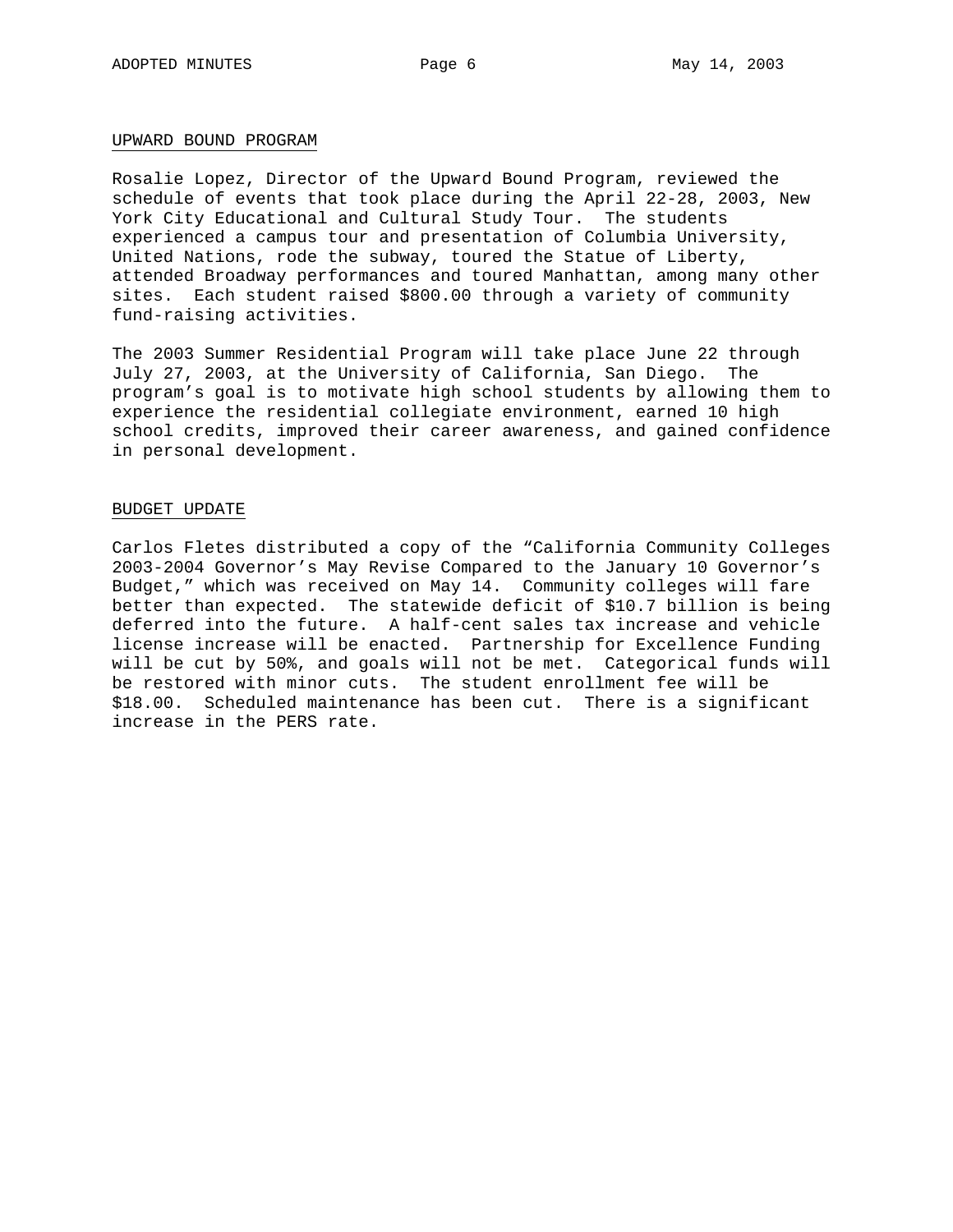## UPWARD BOUND PROGRAM

Rosalie Lopez, Director of the Upward Bound Program, reviewed the schedule of events that took place during the April 22-28, 2003, New York City Educational and Cultural Study Tour. The students experienced a campus tour and presentation of Columbia University, United Nations, rode the subway, toured the Statue of Liberty, attended Broadway performances and toured Manhattan, among many other sites. Each student raised $800.00 through a variety of community fund-raising activities.

The 2003 Summer Residential Program will take place June 22 through July 27, 2003, at the University of California, San Diego. The program's goal is to motivate high school students by allowing them to experience the residential collegiate environment, earned 10 high school credits, improved their career awareness, and gained confidence in personal development.

## BUDGET UPDATE

Carlos Fletes distributed a copy of the "California Community Colleges 2003-2004 Governor's May Revise Compared to the January 10 Governor's Budget," which was received on May 14. Community colleges will fare better than expected. The statewide deficit of $10.7 billion is being deferred into the future. A half-cent sales tax increase and vehicle license increase will be enacted. Partnership for Excellence Funding will be cut by 50%, and goals will not be met. Categorical funds will be restored with minor cuts. The student enrollment fee will be $18.00. Scheduled maintenance has been cut. There is a significant increase in the PERS rate.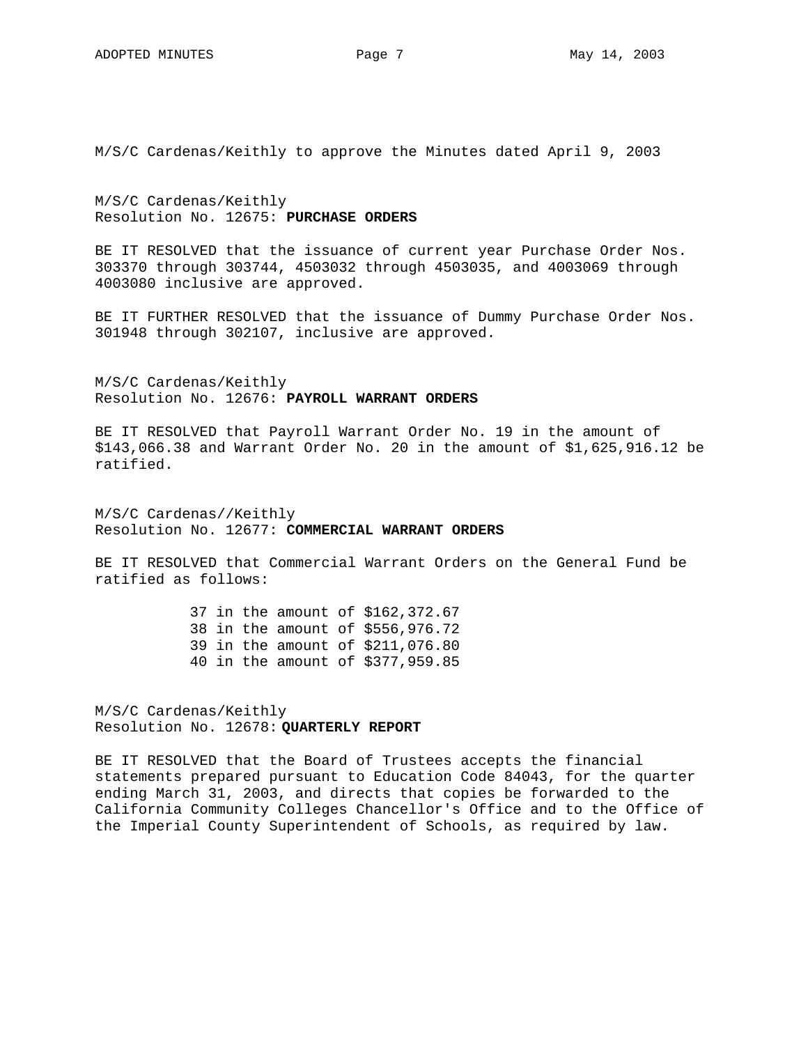M/S/C Cardenas/Keithly to approve the Minutes dated April 9, 2003

M/S/C Cardenas/Keithly
Resolution No. 12675: **PURCHASE ORDERS**

BE IT RESOLVED that the issuance of current year Purchase Order Nos. 303370 through 303744, 4503032 through 4503035, and 4003069 through 4003080 inclusive are approved.

BE IT FURTHER RESOLVED that the issuance of Dummy Purchase Order Nos. 301948 through 302107, inclusive are approved.

M/S/C Cardenas/Keithly
Resolution No. 12676: **PAYROLL WARRANT ORDERS**

BE IT RESOLVED that Payroll Warrant Order No. 19 in the amount of $143,066.38 and Warrant Order No. 20 in the amount of $1,625,916.12 be ratified.

M/S/C Cardenas//Keithly
Resolution No. 12677: **COMMERCIAL WARRANT ORDERS**

BE IT RESOLVED that Commercial Warrant Orders on the General Fund be ratified as follows:

37 in the amount of $162,372.67
38 in the amount of $556,976.72
39 in the amount of $211,076.80
40 in the amount of $377,959.85

M/S/C Cardenas/Keithly
Resolution No. 12678: **QUARTERLY REPORT**

BE IT RESOLVED that the Board of Trustees accepts the financial statements prepared pursuant to Education Code 84043, for the quarter ending March 31, 2003, and directs that copies be forwarded to the California Community Colleges Chancellor's Office and to the Office of the Imperial County Superintendent of Schools, as required by law.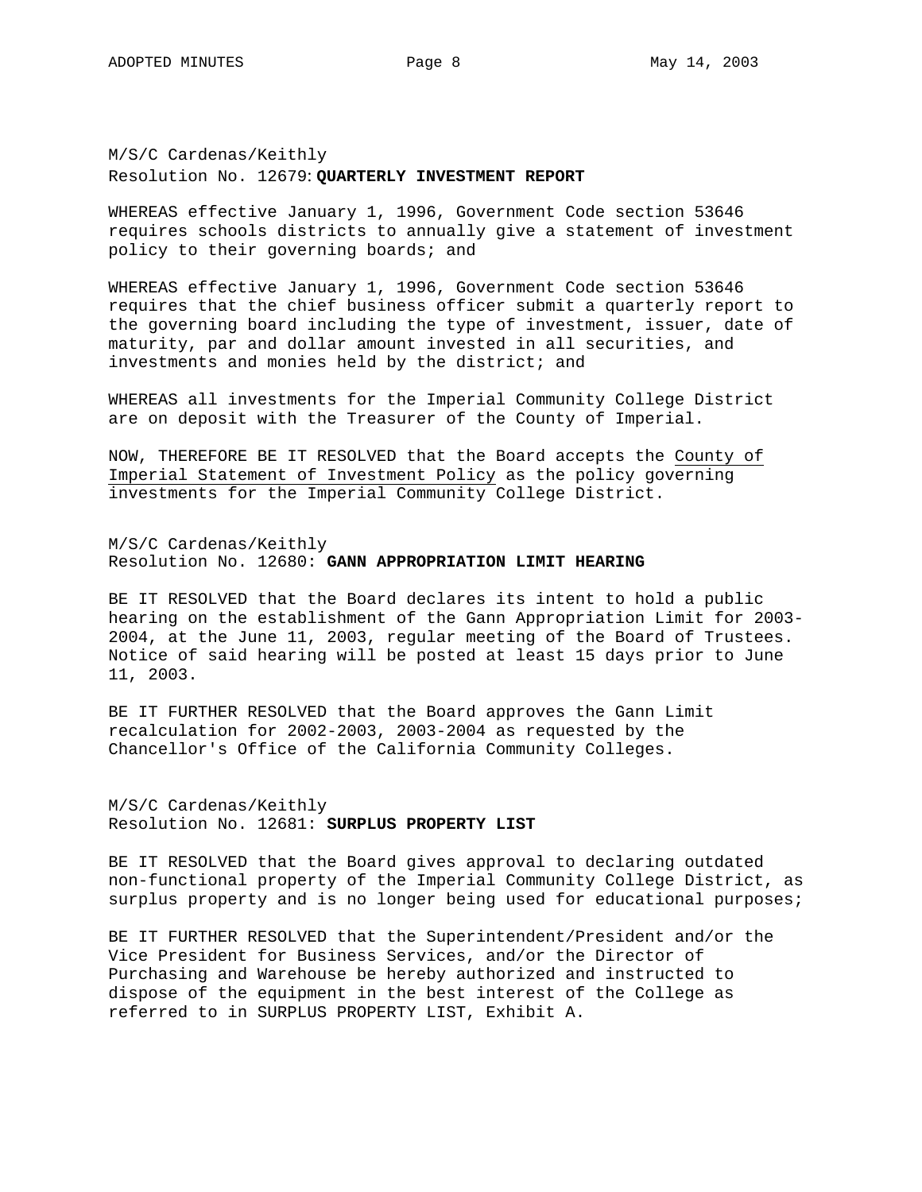M/S/C Cardenas/Keithly
Resolution No. 12679: **QUARTERLY INVESTMENT REPORT**

WHEREAS effective January 1, 1996, Government Code section 53646 requires schools districts to annually give a statement of investment policy to their governing boards; and

WHEREAS effective January 1, 1996, Government Code section 53646 requires that the chief business officer submit a quarterly report to the governing board including the type of investment, issuer, date of maturity, par and dollar amount invested in all securities, and investments and monies held by the district; and

WHEREAS all investments for the Imperial Community College District are on deposit with the Treasurer of the County of Imperial.

NOW, THEREFORE BE IT RESOLVED that the Board accepts the County of Imperial Statement of Investment Policy as the policy governing investments for the Imperial Community College District.

M/S/C Cardenas/Keithly
Resolution No. 12680: **GANN APPROPRIATION LIMIT HEARING**

BE IT RESOLVED that the Board declares its intent to hold a public hearing on the establishment of the Gann Appropriation Limit for 2003-2004, at the June 11, 2003, regular meeting of the Board of Trustees. Notice of said hearing will be posted at least 15 days prior to June 11, 2003.

BE IT FURTHER RESOLVED that the Board approves the Gann Limit recalculation for 2002-2003, 2003-2004 as requested by the Chancellor's Office of the California Community Colleges.

M/S/C Cardenas/Keithly
Resolution No. 12681: **SURPLUS PROPERTY LIST**

BE IT RESOLVED that the Board gives approval to declaring outdated non-functional property of the Imperial Community College District, as surplus property and is no longer being used for educational purposes;

BE IT FURTHER RESOLVED that the Superintendent/President and/or the Vice President for Business Services, and/or the Director of Purchasing and Warehouse be hereby authorized and instructed to dispose of the equipment in the best interest of the College as referred to in SURPLUS PROPERTY LIST, Exhibit A.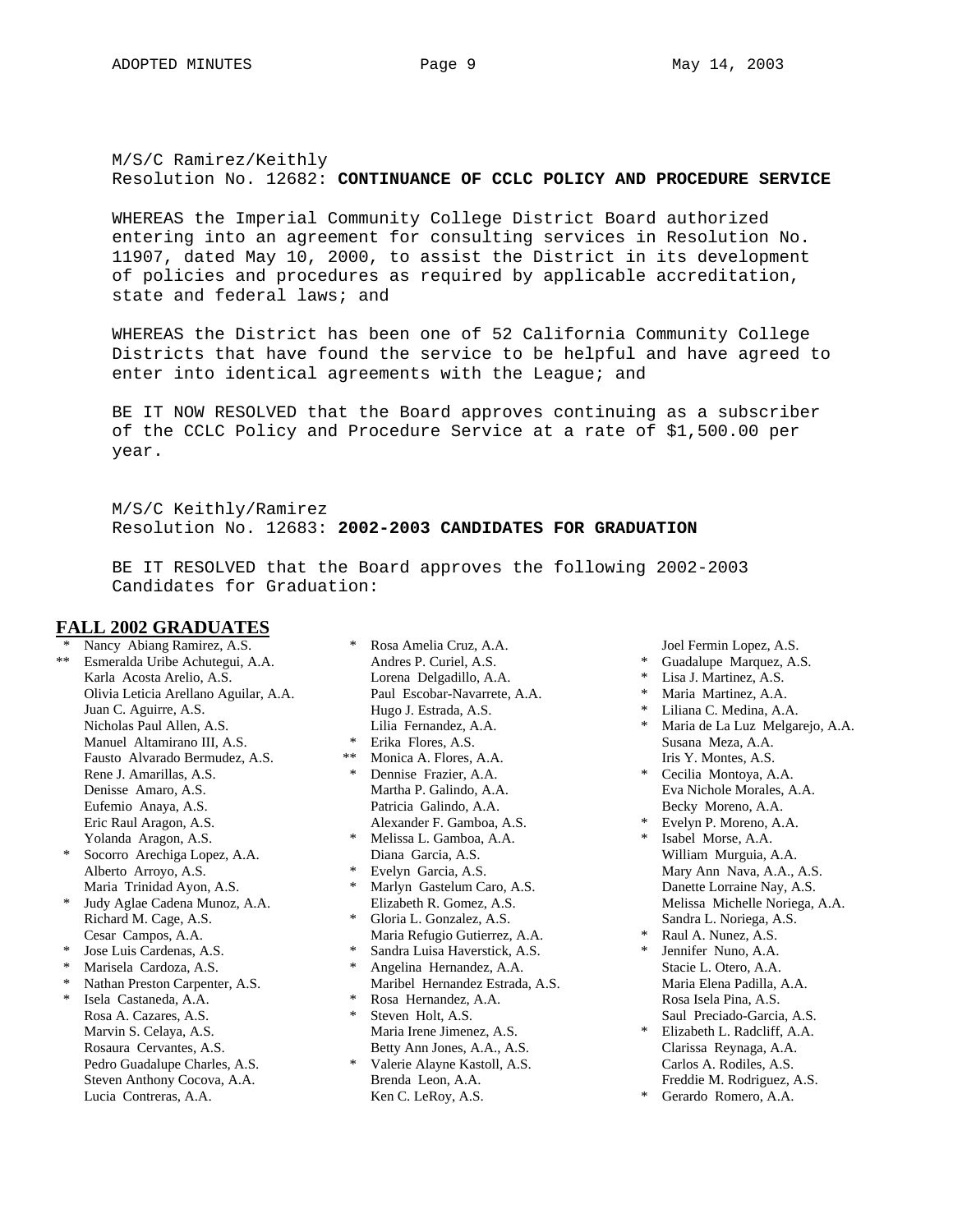M/S/C Ramirez/Keithly
Resolution No. 12682: **CONTINUANCE OF CCLC POLICY AND PROCEDURE SERVICE**

WHEREAS the Imperial Community College District Board authorized entering into an agreement for consulting services in Resolution No. 11907, dated May 10, 2000, to assist the District in its development of policies and procedures as required by applicable accreditation, state and federal laws; and

WHEREAS the District has been one of 52 California Community College Districts that have found the service to be helpful and have agreed to enter into identical agreements with the League; and

BE IT NOW RESOLVED that the Board approves continuing as a subscriber of the CCLC Policy and Procedure Service at a rate of $1,500.00 per year.

M/S/C Keithly/Ramirez
Resolution No. 12683: **2002-2003 CANDIDATES FOR GRADUATION**

BE IT RESOLVED that the Board approves the following 2002-2003 Candidates for Graduation:

## FALL 2002 GRADUATES

\* Nancy Abiang Ramirez, A.S.
** Esmeralda Uribe Achutegui, A.A.
Karla Acosta Arelio, A.S.
Olivia Leticia Arellano Aguilar, A.A.
Juan C. Aguirre, A.S.
Nicholas Paul Allen, A.S.
Manuel Altamirano III, A.S.
Fausto Alvarado Bermudez, A.S.
Rene J. Amarillas, A.S.
Denisse Amaro, A.S.
Eufemio Anaya, A.S.
Eric Raul Aragon, A.S.
Yolanda Aragon, A.S.
\* Socorro Arechiga Lopez, A.A.
Alberto Arroyo, A.S.
Maria Trinidad Ayon, A.S.
\* Judy Aglae Cadena Munoz, A.A.
Richard M. Cage, A.S.
Cesar Campos, A.A.
\* Jose Luis Cardenas, A.S.
\* Marisela Cardoza, A.S.
\* Nathan Preston Carpenter, A.S.
\* Isela Castaneda, A.A.
Rosa A. Cazares, A.S.
Marvin S. Celaya, A.S.
Rosaura Cervantes, A.S.
Pedro Guadalupe Charles, A.S.
Steven Anthony Cocova, A.A.
Lucia Contreras, A.A.
\* Rosa Amelia Cruz, A.A.
Andres P. Curiel, A.S.
Lorena Delgadillo, A.A.
Paul Escobar-Navarrete, A.A.
Hugo J. Estrada, A.S.
Lilia Fernandez, A.A.
\* Erika Flores, A.S.
** Monica A. Flores, A.A.
\* Dennise Frazier, A.A.
Martha P. Galindo, A.A.
Patricia Galindo, A.A.
Alexander F. Gamboa, A.S.
\* Melissa L. Gamboa, A.A.
Diana Garcia, A.S.
\* Evelyn Garcia, A.S.
\* Marlyn Gastelum Caro, A.S.
Elizabeth R. Gomez, A.S.
\* Gloria L. Gonzalez, A.S.
Maria Refugio Gutierrez, A.A.
\* Sandra Luisa Haverstick, A.S.
\* Angelina Hernandez, A.A.
Maribel Hernandez Estrada, A.S.
\* Rosa Hernandez, A.A.
\* Steven Holt, A.S.
Maria Irene Jimenez, A.S.
Betty Ann Jones, A.A., A.S.
\* Valerie Alayne Kastoll, A.S.
Brenda Leon, A.A.
Ken C. LeRoy, A.S.
Joel Fermin Lopez, A.S.
\* Guadalupe Marquez, A.S.
\* Lisa J. Martinez, A.S.
\* Maria Martinez, A.A.
\* Liliana C. Medina, A.A.
\* Maria de La Luz Melgarejo, A.A.
Susana Meza, A.A.
Iris Y. Montes, A.S.
\* Cecilia Montoya, A.A.
Eva Nichole Morales, A.A.
Becky Moreno, A.A.
\* Evelyn P. Moreno, A.A.
\* Isabel Morse, A.A.
William Murguia, A.A.
Mary Ann Nava, A.A., A.S.
Danette Lorraine Nay, A.S.
Melissa Michelle Noriega, A.A.
Sandra L. Noriega, A.S.
\* Raul A. Nunez, A.S.
\* Jennifer Nuno, A.A.
Stacie L. Otero, A.A.
Maria Elena Padilla, A.A.
Rosa Isela Pina, A.S.
Saul Preciado-Garcia, A.S.
\* Elizabeth L. Radcliff, A.A.
Clarissa Reynaga, A.A.
Carlos A. Rodiles, A.S.
Freddie M. Rodriguez, A.S.
\* Gerardo Romero, A.A.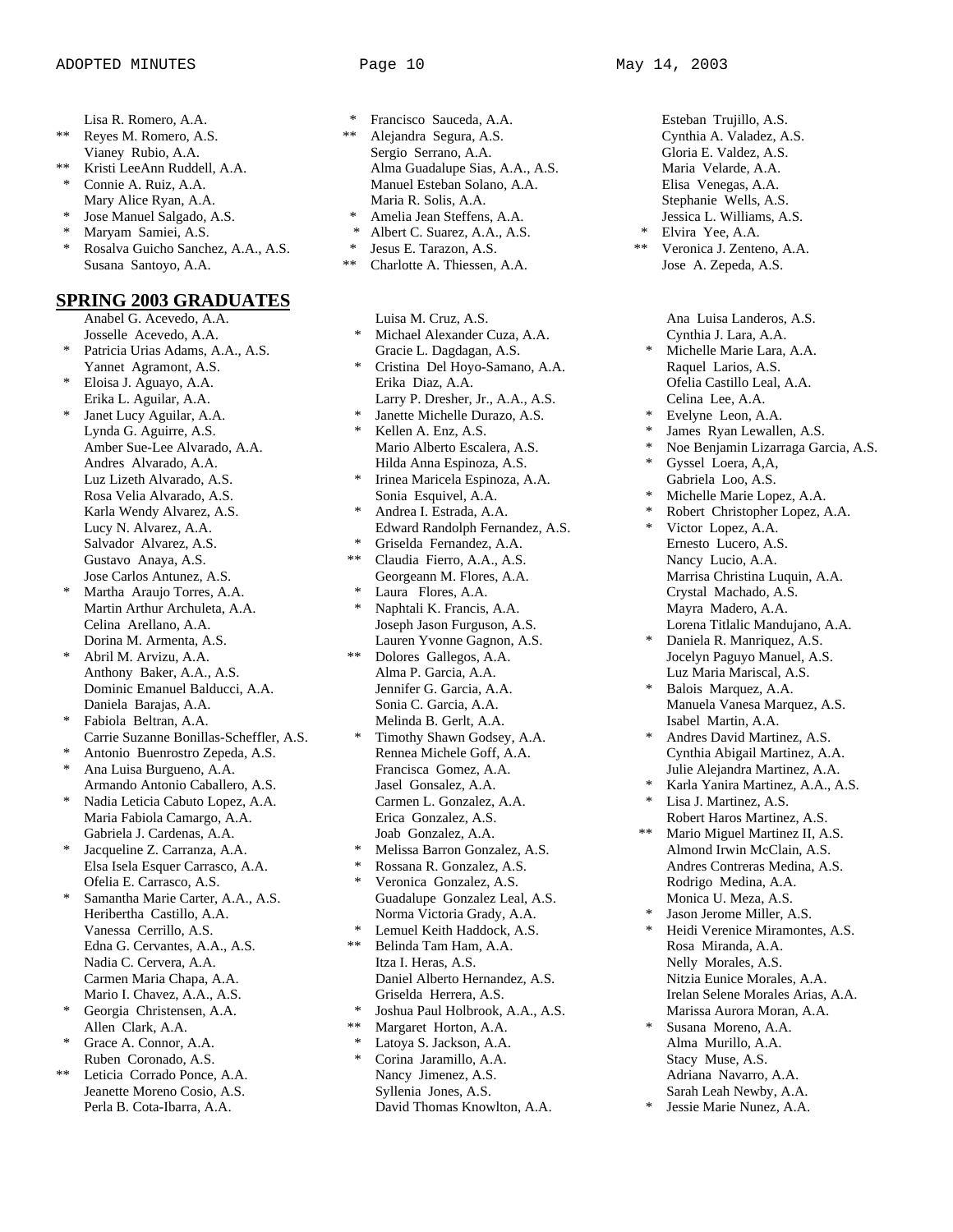Lisa R. Romero, A.A.
** Reyes M. Romero, A.S.
Vianey Rubio, A.A.
** Kristi LeeAnn Ruddell, A.A.
* Connie A. Ruiz, A.A.
Mary Alice Ryan, A.A.
* Jose Manuel Salgado, A.S.
* Maryam Samiei, A.S.
* Rosalva Guicho Sanchez, A.A., A.S.
Susana Santoyo, A.A.
* Francisco Sauceda, A.A.
** Alejandra Segura, A.S.
Sergio Serrano, A.A.
Alma Guadalupe Sias, A.A., A.S.
Manuel Esteban Solano, A.A.
Maria R. Solis, A.A.
* Amelia Jean Steffens, A.A.
* Albert C. Suarez, A.A., A.S.
* Jesus E. Tarazon, A.S.
** Charlotte A. Thiessen, A.A.
Esteban Trujillo, A.S.
Cynthia A. Valadez, A.S.
Gloria E. Valdez, A.S.
Maria Velarde, A.A.
Elisa Venegas, A.A.
Stephanie Wells, A.S.
Jessica L. Williams, A.S.
* Elvira Yee, A.A.
** Veronica J. Zenteno, A.A.
Jose A. Zepeda, A.S.

## SPRING 2003 GRADUATES

Anabel G. Acevedo, A.A.
Josselle Acevedo, A.A.
* Patricia Urias Adams, A.A., A.S.
Yannet Agramont, A.S.
* Eloisa J. Aguayo, A.A.
Erika L. Aguilar, A.A.
* Janet Lucy Aguilar, A.A.
Lynda G. Aguirre, A.S.
Amber Sue-Lee Alvarado, A.A.
Andres Alvarado, A.A.
Luz Lizeth Alvarado, A.S.
Rosa Velia Alvarado, A.S.
Karla Wendy Alvarez, A.S.
Lucy N. Alvarez, A.A.
Salvador Alvarez, A.S.
Gustavo Anaya, A.S.
Jose Carlos Antunez, A.S.
* Martha Araujo Torres, A.A.
Martin Arthur Archuleta, A.A.
Celina Arellano, A.A.
Dorina M. Armenta, A.S.
* Abril M. Arvizu, A.A.
Anthony Baker, A.A., A.S.
Dominic Emanuel Balducci, A.A.
Daniela Barajas, A.A.
* Fabiola Beltran, A.A.
Carrie Suzanne Bonillas-Scheffler, A.S.
* Antonio Buenrostro Zepeda, A.S.
* Ana Luisa Burgueno, A.A.
Armando Antonio Caballero, A.S.
* Nadia Leticia Cabuto Lopez, A.A.
Maria Fabiola Camargo, A.A.
Gabriela J. Cardenas, A.A.
* Jacqueline Z. Carranza, A.A.
Elsa Isela Esquer Carrasco, A.A.
Ofelia E. Carrasco, A.S.
* Samantha Marie Carter, A.A., A.S.
Heribertha Castillo, A.A.
Vanessa Cerrillo, A.S.
Edna G. Cervantes, A.A., A.S.
Nadia C. Cervera, A.A.
Carmen Maria Chapa, A.A.
Mario I. Chavez, A.A., A.S.
* Georgia Christensen, A.A.
Allen Clark, A.A.
* Grace A. Connor, A.A.
Ruben Coronado, A.S.
** Leticia Corrado Ponce, A.A.
Jeanette Moreno Cosio, A.S.
Perla B. Cota-Ibarra, A.A.
Luisa M. Cruz, A.S.
* Michael Alexander Cuza, A.A.
Gracie L. Dagdagan, A.S.
* Cristina Del Hoyo-Samano, A.A.
Erika Diaz, A.A.
Larry P. Dresher, Jr., A.A., A.S.
* Janette Michelle Durazo, A.S.
* Kellen A. Enz, A.S.
Mario Alberto Escalera, A.S.
Hilda Anna Espinoza, A.S.
* Irinea Maricela Espinoza, A.A.
Sonia Esquivel, A.A.
* Andrea I. Estrada, A.A.
Edward Randolph Fernandez, A.S.
* Griselda Fernandez, A.A.
** Claudia Fierro, A.A., A.S.
Georgeann M. Flores, A.A.
* Laura Flores, A.A.
* Naphtali K. Francis, A.A.
Joseph Jason Furguson, A.S.
Lauren Yvonne Gagnon, A.S.
** Dolores Gallegos, A.A.
Alma P. Garcia, A.A.
Jennifer G. Garcia, A.A.
Sonia C. Garcia, A.A.
Melinda B. Gerlt, A.A.
* Timothy Shawn Godsey, A.A.
Rennea Michele Goff, A.A.
Francisca Gomez, A.A.
Jasel Gonsalez, A.A.
Carmen L. Gonzalez, A.A.
Erica Gonzalez, A.S.
Joab Gonzalez, A.A.
* Melissa Barron Gonzalez, A.S.
* Rossana R. Gonzalez, A.S.
* Veronica Gonzalez, A.S.
Guadalupe Gonzalez Leal, A.S.
Norma Victoria Grady, A.A.
* Lemuel Keith Haddock, A.S.
** Belinda Tam Ham, A.A.
Itza I. Heras, A.S.
Daniel Alberto Hernandez, A.S.
Griselda Herrera, A.S.
* Joshua Paul Holbrook, A.A., A.S.
** Margaret Horton, A.A.
* Latoya S. Jackson, A.A.
* Corina Jaramillo, A.A.
Nancy Jimenez, A.S.
Syllenia Jones, A.S.
David Thomas Knowlton, A.A.
Ana Luisa Landeros, A.S.
Cynthia J. Lara, A.A.
* Michelle Marie Lara, A.A.
Raquel Larios, A.S.
Ofelia Castillo Leal, A.A.
Celina Lee, A.A.
* Evelyne Leon, A.A.
* James Ryan Lewallen, A.S.
* Noe Benjamin Lizarraga Garcia, A.S.
* Gyssel Loera, A,A,
Gabriela Loo, A.S.
* Michelle Marie Lopez, A.A.
* Robert Christopher Lopez, A.A.
* Victor Lopez, A.A.
Ernesto Lucero, A.S.
Nancy Lucio, A.A.
Marrisa Christina Luquin, A.A.
Crystal Machado, A.S.
Mayra Madero, A.A.
Lorena Titlalic Mandujano, A.A.
* Daniela R. Manriquez, A.S.
Jocelyn Paguyo Manuel, A.S.
Luz Maria Mariscal, A.S.
* Balois Marquez, A.A.
Manuela Vanesa Marquez, A.S.
Isabel Martin, A.A.
* Andres David Martinez, A.S.
Cynthia Abigail Martinez, A.A.
Julie Alejandra Martinez, A.A.
* Karla Yanira Martinez, A.A., A.S.
* Lisa J. Martinez, A.S.
Robert Haros Martinez, A.S.
** Mario Miguel Martinez II, A.S.
Almond Irwin McClain, A.S.
Andres Contreras Medina, A.S.
Rodrigo Medina, A.A.
Monica U. Meza, A.S.
* Jason Jerome Miller, A.S.
* Heidi Verenice Miramontes, A.S.
Rosa Miranda, A.A.
Nelly Morales, A.S.
Nitzia Eunice Morales, A.A.
Irelan Selene Morales Arias, A.A.
Marissa Aurora Moran, A.A.
* Susana Moreno, A.A.
Alma Murillo, A.A.
Stacy Muse, A.S.
Adriana Navarro, A.A.
Sarah Leah Newby, A.A.
* Jessie Marie Nunez, A.A.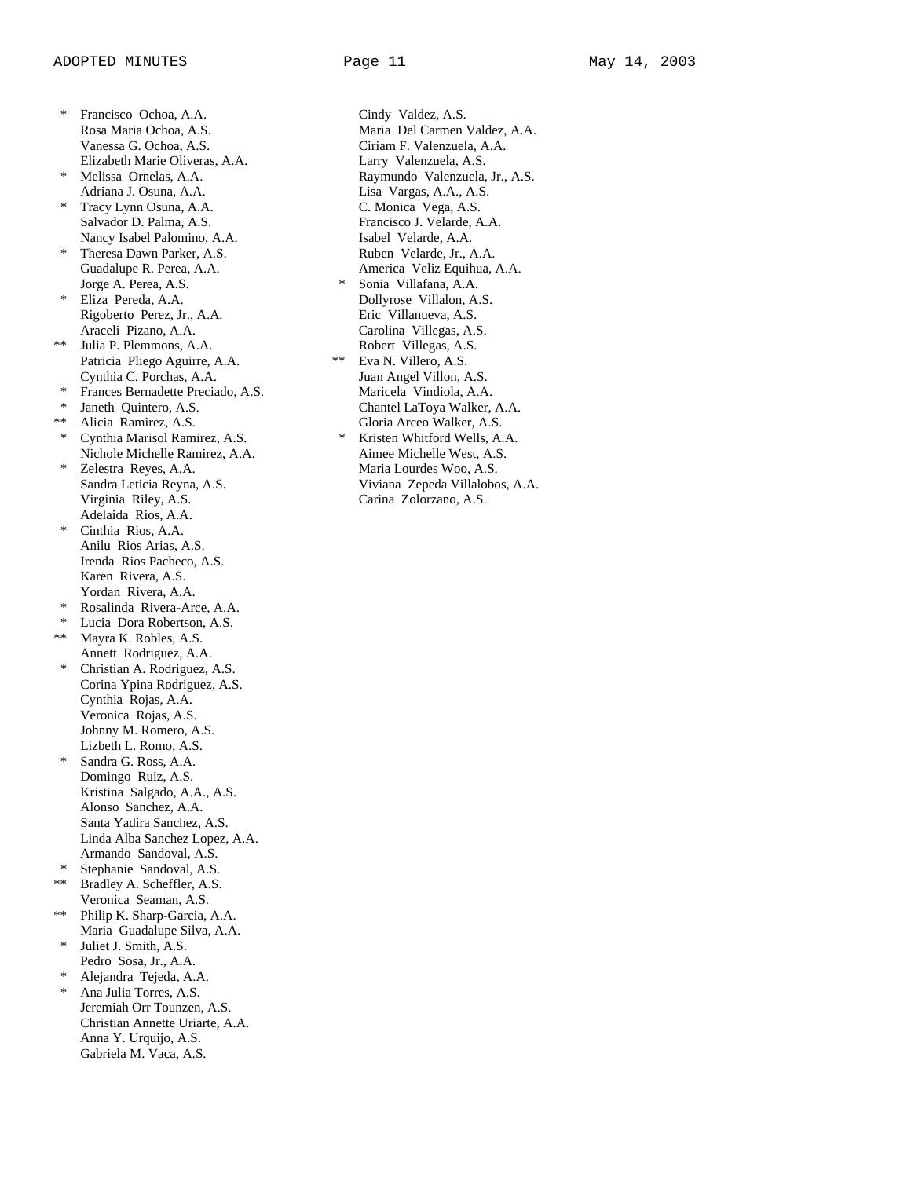\* Francisco Ochoa, A.A.
Rosa Maria Ochoa, A.S.
Vanessa G. Ochoa, A.S.
Elizabeth Marie Oliveras, A.A.
\* Melissa Ornelas, A.A.
Adriana J. Osuna, A.A.
\* Tracy Lynn Osuna, A.A.
Salvador D. Palma, A.S.
Nancy Isabel Palomino, A.A.
\* Theresa Dawn Parker, A.S.
Guadalupe R. Perea, A.A.
Jorge A. Perea, A.S.
\* Eliza Pereda, A.A.
Rigoberto Perez, Jr., A.A.
Araceli Pizano, A.A.
\*\* Julia P. Plemmons, A.A.
Patricia Pliego Aguirre, A.A.
Cynthia C. Porchas, A.A.
\* Frances Bernadette Preciado, A.S.
\* Janeth Quintero, A.S.
\*\* Alicia Ramirez, A.S.
\* Cynthia Marisol Ramirez, A.S.
Nichole Michelle Ramirez, A.A.
\* Zelestra Reyes, A.A.
Sandra Leticia Reyna, A.S.
Virginia Riley, A.S.
Adelaida Rios, A.A.
\* Cinthia Rios, A.A.
Anilu Rios Arias, A.S.
Irenda Rios Pacheco, A.S.
Karen Rivera, A.S.
Yordan Rivera, A.A.
\* Rosalinda Rivera-Arce, A.A.
\* Lucia Dora Robertson, A.S.
\*\* Mayra K. Robles, A.S.
Annett Rodriguez, A.A.
\* Christian A. Rodriguez, A.S.
Corina Ypina Rodriguez, A.S.
Cynthia Rojas, A.A.
Veronica Rojas, A.S.
Johnny M. Romero, A.S.
Lizbeth L. Romo, A.S.
\* Sandra G. Ross, A.A.
Domingo Ruiz, A.S.
Kristina Salgado, A.A., A.S.
Alonso Sanchez, A.A.
Santa Yadira Sanchez, A.S.
Linda Alba Sanchez Lopez, A.A.
Armando Sandoval, A.S.
\* Stephanie Sandoval, A.S.
\*\* Bradley A. Scheffler, A.S.
Veronica Seaman, A.S.
\*\* Philip K. Sharp-Garcia, A.A.
Maria Guadalupe Silva, A.A.
\* Juliet J. Smith, A.S.
Pedro Sosa, Jr., A.A.
\* Alejandra Tejeda, A.A.
\* Ana Julia Torres, A.S.
Jeremiah Orr Tounzen, A.S.
Christian Annette Uriarte, A.A.
Anna Y. Urquijo, A.S.
Gabriela M. Vaca, A.S.
Cindy Valdez, A.S.
Maria Del Carmen Valdez, A.A.
Ciriam F. Valenzuela, A.A.
Larry Valenzuela, A.S.
Raymundo Valenzuela, Jr., A.S.
Lisa Vargas, A.A., A.S.
C. Monica Vega, A.S.
Francisco J. Velarde, A.A.
Isabel Velarde, A.A.
Ruben Velarde, Jr., A.A.
America Veliz Equihua, A.A.
\* Sonia Villafana, A.A.
Dollyrose Villalon, A.S.
Eric Villanueva, A.S.
Carolina Villegas, A.S.
Robert Villegas, A.S.
\*\* Eva N. Villero, A.S.
Juan Angel Villon, A.S.
Maricela Vindiola, A.A.
Chantel LaToya Walker, A.A.
Gloria Arceo Walker, A.S.
\* Kristen Whitford Wells, A.A.
Aimee Michelle West, A.S.
Maria Lourdes Woo, A.S.
Viviana Zepeda Villalobos, A.A.
Carina Zolorzano, A.S.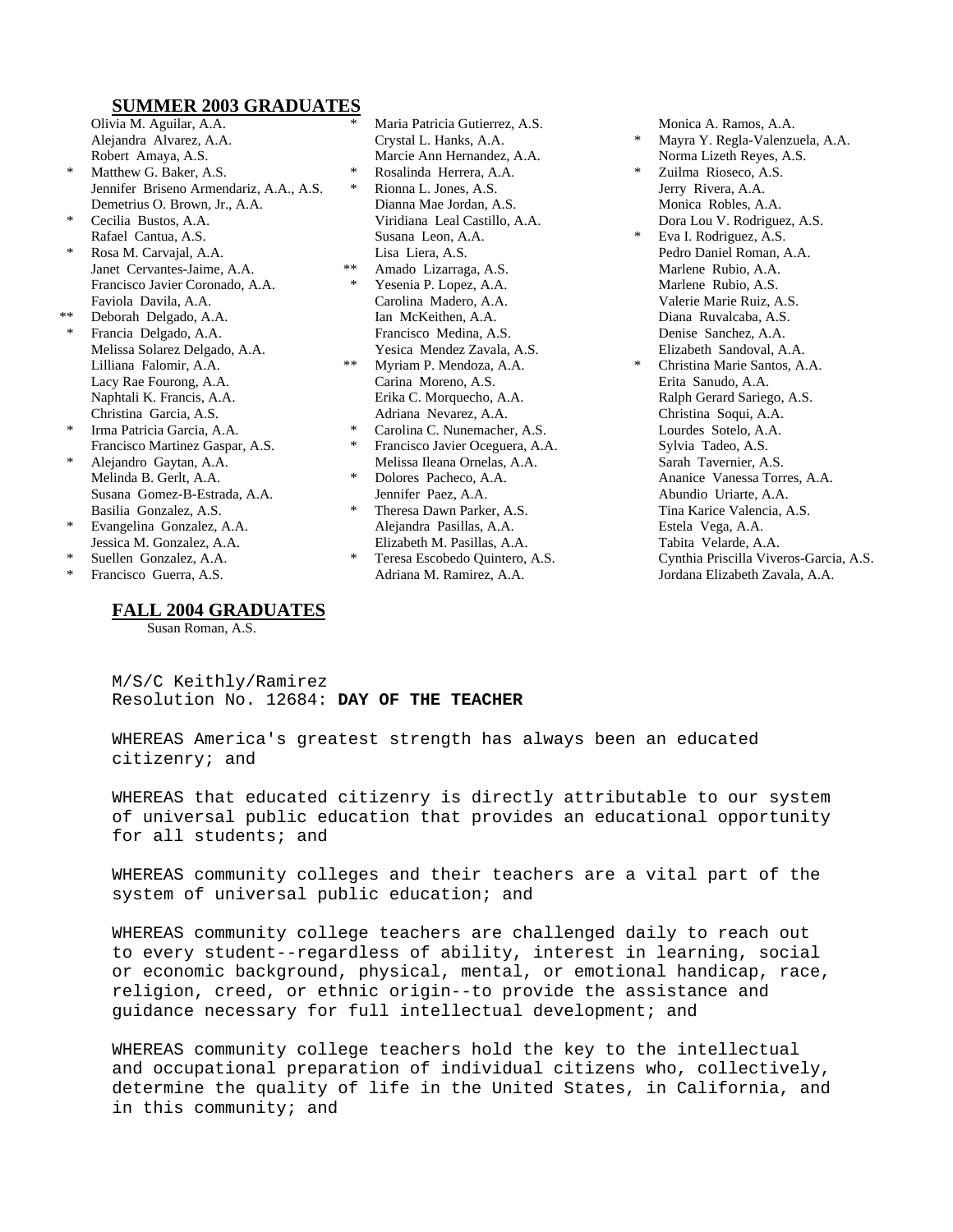## SUMMER 2003 GRADUATES

Olivia M. Aguilar, A.A.
Alejandra Alvarez, A.A.
Robert Amaya, A.S.
\* Matthew G. Baker, A.S.
Jennifer Briseno Armendariz, A.A., A.S.
Demetrius O. Brown, Jr., A.A.
\* Cecilia Bustos, A.A.
Rafael Cantua, A.S.
\* Rosa M. Carvajal, A.A.
Janet Cervantes-Jaime, A.A.
Francisco Javier Coronado, A.A.
Faviola Davila, A.A.
** Deborah Delgado, A.A.
\* Francia Delgado, A.A.
Melissa Solarez Delgado, A.A.
Lilliana Falomir, A.A.
Lacy Rae Fourong, A.A.
Naphtali K. Francis, A.A.
Christina Garcia, A.S.
\* Irma Patricia Garcia, A.A.
Francisco Martinez Gaspar, A.S.
\* Alejandro Gaytan, A.A.
Melinda B. Gerlt, A.A.
Susana Gomez-B-Estrada, A.A.
Basilia Gonzalez, A.S.
\* Evangelina Gonzalez, A.A.
Jessica M. Gonzalez, A.A.
\* Suellen Gonzalez, A.A.
\* Francisco Guerra, A.S.
\* Maria Patricia Gutierrez, A.S.
Crystal L. Hanks, A.A.
Marcie Ann Hernandez, A.A.
\* Rosalinda Herrera, A.A.
\* Rionna L. Jones, A.S.
Dianna Mae Jordan, A.S.
Viridiana Leal Castillo, A.A.
Susana Leon, A.A.
Lisa Liera, A.S.
** Amado Lizarraga, A.S.
\* Yesenia P. Lopez, A.A.
Carolina Madero, A.A.
Ian McKeithen, A.A.
Francisco Medina, A.S.
Yesica Mendez Zavala, A.S.
** Myriam P. Mendoza, A.A.
Carina Moreno, A.S.
Erika C. Morquecho, A.A.
Adriana Nevarez, A.A.
\* Carolina C. Nunemacher, A.S.
\* Francisco Javier Oceguera, A.A.
Melissa Ileana Ornelas, A.A.
\* Dolores Pacheco, A.A.
Jennifer Paez, A.A.
\* Theresa Dawn Parker, A.S.
Alejandra Pasillas, A.A.
Elizabeth M. Pasillas, A.A.
\* Teresa Escobedo Quintero, A.S.
Adriana M. Ramirez, A.A.
Monica A. Ramos, A.A.
\* Mayra Y. Regla-Valenzuela, A.A.
Norma Lizeth Reyes, A.S.
\* Zuilma Rioseco, A.S.
Jerry Rivera, A.A.
Monica Robles, A.A.
Dora Lou V. Rodriguez, A.S.
\* Eva I. Rodriguez, A.S.
Pedro Daniel Roman, A.A.
Marlene Rubio, A.A.
Marlene Rubio, A.S.
Valerie Marie Ruiz, A.S.
Diana Ruvalcaba, A.S.
Denise Sanchez, A.A.
Elizabeth Sandoval, A.A.
\* Christina Marie Santos, A.A.
Erita Sanudo, A.A.
Ralph Gerard Sariego, A.S.
Christina Soqui, A.A.
Lourdes Sotelo, A.A.
Sylvia Tadeo, A.S.
Sarah Tavernier, A.S.
Ananice Vanessa Torres, A.A.
Abundio Uriarte, A.A.
Tina Karice Valencia, A.S.
Estela Vega, A.A.
Tabita Velarde, A.A.
Cynthia Priscilla Viveros-Garcia, A.S.
Jordana Elizabeth Zavala, A.A.

## FALL 2004 GRADUATES

Susan Roman, A.S.

M/S/C Keithly/Ramirez
Resolution No. 12684: **DAY OF THE TEACHER**

WHEREAS America's greatest strength has always been an educated citizenry; and

WHEREAS that educated citizenry is directly attributable to our system of universal public education that provides an educational opportunity for all students; and

WHEREAS community colleges and their teachers are a vital part of the system of universal public education; and

WHEREAS community college teachers are challenged daily to reach out to every student--regardless of ability, interest in learning, social or economic background, physical, mental, or emotional handicap, race, religion, creed, or ethnic origin--to provide the assistance and guidance necessary for full intellectual development; and

WHEREAS community college teachers hold the key to the intellectual and occupational preparation of individual citizens who, collectively, determine the quality of life in the United States, in California, and in this community; and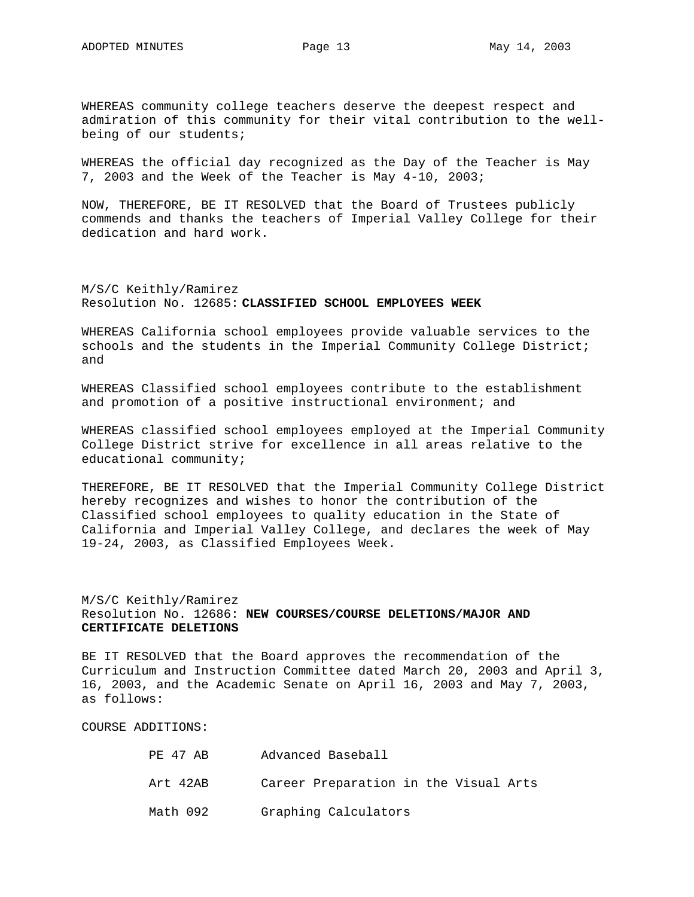WHEREAS community college teachers deserve the deepest respect and admiration of this community for their vital contribution to the well-being of our students;

WHEREAS the official day recognized as the Day of the Teacher is May 7, 2003 and the Week of the Teacher is May 4-10, 2003;

NOW, THEREFORE, BE IT RESOLVED that the Board of Trustees publicly commends and thanks the teachers of Imperial Valley College for their dedication and hard work.

M/S/C Keithly/Ramirez
Resolution No. 12685: **CLASSIFIED SCHOOL EMPLOYEES WEEK**

WHEREAS California school employees provide valuable services to the schools and the students in the Imperial Community College District; and

WHEREAS Classified school employees contribute to the establishment and promotion of a positive instructional environment; and

WHEREAS classified school employees employed at the Imperial Community College District strive for excellence in all areas relative to the educational community;

THEREFORE, BE IT RESOLVED that the Imperial Community College District hereby recognizes and wishes to honor the contribution of the Classified school employees to quality education in the State of California and Imperial Valley College, and declares the week of May 19-24, 2003, as Classified Employees Week.

M/S/C Keithly/Ramirez
Resolution No. 12686: **NEW COURSES/COURSE DELETIONS/MAJOR AND CERTIFICATE DELETIONS**

BE IT RESOLVED that the Board approves the recommendation of the Curriculum and Instruction Committee dated March 20, 2003 and April 3, 16, 2003, and the Academic Senate on April 16, 2003 and May 7, 2003, as follows:

COURSE ADDITIONS:

| | |
|---|---|
| PE 47 AB | Advanced Baseball |
| Art 42AB | Career Preparation in the Visual Arts |
| Math 092 | Graphing Calculators |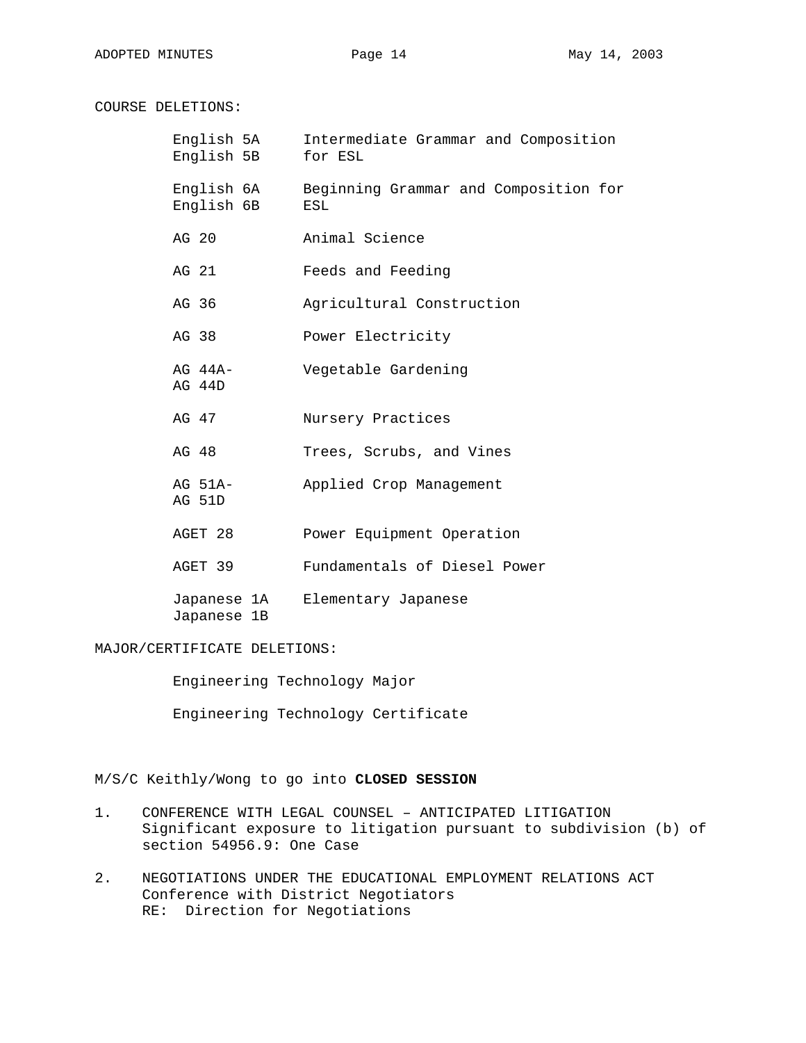COURSE DELETIONS:

| | |
|---|---|
| English 5A<br>English 5B | Intermediate Grammar and Composition for ESL |
| English 6A<br>English 6B | Beginning Grammar and Composition for ESL |
| AG 20 | Animal Science |
| AG 21 | Feeds and Feeding |
| AG 36 | Agricultural Construction |
| AG 38 | Power Electricity |
| AG 44A-<br>AG 44D | Vegetable Gardening |
| AG 47 | Nursery Practices |
| AG 48 | Trees, Scrubs, and Vines |
| AG 51A-<br>AG 51D | Applied Crop Management |
| AGET 28 | Power Equipment Operation |
| AGET 39 | Fundamentals of Diesel Power |
| Japanese 1A<br>Japanese 1B | Elementary Japanese |

MAJOR/CERTIFICATE DELETIONS:

Engineering Technology Major

Engineering Technology Certificate

M/S/C Keithly/Wong to go into **CLOSED SESSION**

1. CONFERENCE WITH LEGAL COUNSEL – ANTICIPATED LITIGATION
   Significant exposure to litigation pursuant to subdivision (b) of section 54956.9: One Case

2. NEGOTIATIONS UNDER THE EDUCATIONAL EMPLOYMENT RELATIONS ACT
   Conference with District Negotiators
   RE: Direction for Negotiations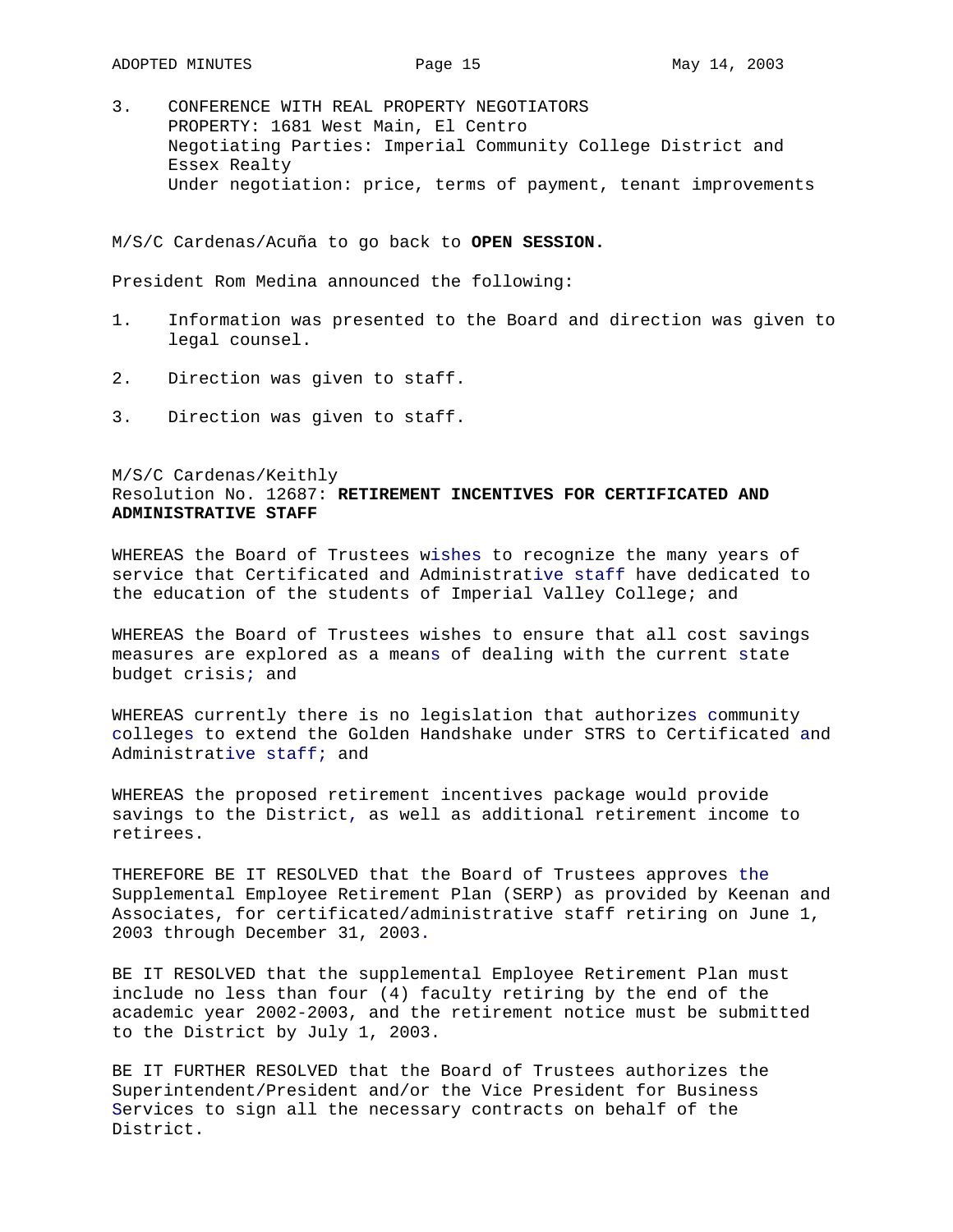3. CONFERENCE WITH REAL PROPERTY NEGOTIATORS
   PROPERTY: 1681 West Main, El Centro
   Negotiating Parties: Imperial Community College District and Essex Realty
   Under negotiation: price, terms of payment, tenant improvements

M/S/C Cardenas/Acuña to go back to **OPEN SESSION.**

President Rom Medina announced the following:

1. Information was presented to the Board and direction was given to legal counsel.

2. Direction was given to staff.

3. Direction was given to staff.

M/S/C Cardenas/Keithly
Resolution No. 12687: **RETIREMENT INCENTIVES FOR CERTIFICATED AND ADMINISTRATIVE STAFF**

WHEREAS the Board of Trustees wishes to recognize the many years of service that Certificated and Administrative staff have dedicated to the education of the students of Imperial Valley College; and

WHEREAS the Board of Trustees wishes to ensure that all cost savings measures are explored as a means of dealing with the current state budget crisis; and

WHEREAS currently there is no legislation that authorizes community colleges to extend the Golden Handshake under STRS to Certificated and Administrative staff; and

WHEREAS the proposed retirement incentives package would provide savings to the District, as well as additional retirement income to retirees.

THEREFORE BE IT RESOLVED that the Board of Trustees approves the Supplemental Employee Retirement Plan (SERP) as provided by Keenan and Associates, for certificated/administrative staff retiring on June 1, 2003 through December 31, 2003.

BE IT RESOLVED that the supplemental Employee Retirement Plan must include no less than four (4) faculty retiring by the end of the academic year 2002-2003, and the retirement notice must be submitted to the District by July 1, 2003.

BE IT FURTHER RESOLVED that the Board of Trustees authorizes the Superintendent/President and/or the Vice President for Business Services to sign all the necessary contracts on behalf of the District.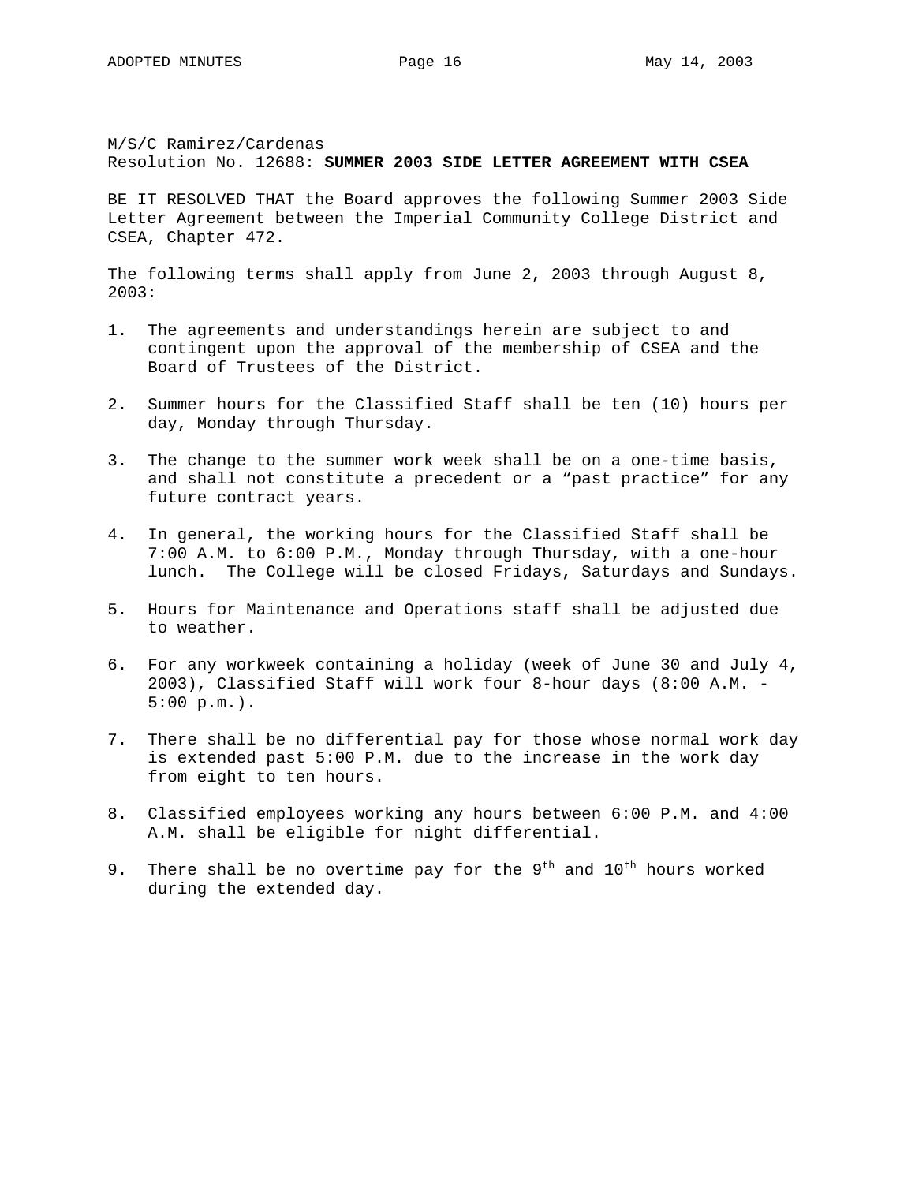M/S/C Ramirez/Cardenas
Resolution No. 12688: **SUMMER 2003 SIDE LETTER AGREEMENT WITH CSEA**

BE IT RESOLVED THAT the Board approves the following Summer 2003 Side Letter Agreement between the Imperial Community College District and CSEA, Chapter 472.

The following terms shall apply from June 2, 2003 through August 8, 2003:

1. The agreements and understandings herein are subject to and contingent upon the approval of the membership of CSEA and the Board of Trustees of the District.

2. Summer hours for the Classified Staff shall be ten (10) hours per day, Monday through Thursday.

3. The change to the summer work week shall be on a one-time basis, and shall not constitute a precedent or a "past practice" for any future contract years.

4. In general, the working hours for the Classified Staff shall be 7:00 A.M. to 6:00 P.M., Monday through Thursday, with a one-hour lunch. The College will be closed Fridays, Saturdays and Sundays.

5. Hours for Maintenance and Operations staff shall be adjusted due to weather.

6. For any workweek containing a holiday (week of June 30 and July 4, 2003), Classified Staff will work four 8-hour days (8:00 A.M. - 5:00 p.m.).

7. There shall be no differential pay for those whose normal work day is extended past 5:00 P.M. due to the increase in the work day from eight to ten hours.

8. Classified employees working any hours between 6:00 P.M. and 4:00 A.M. shall be eligible for night differential.

9. There shall be no overtime pay for the 9th and 10th hours worked during the extended day.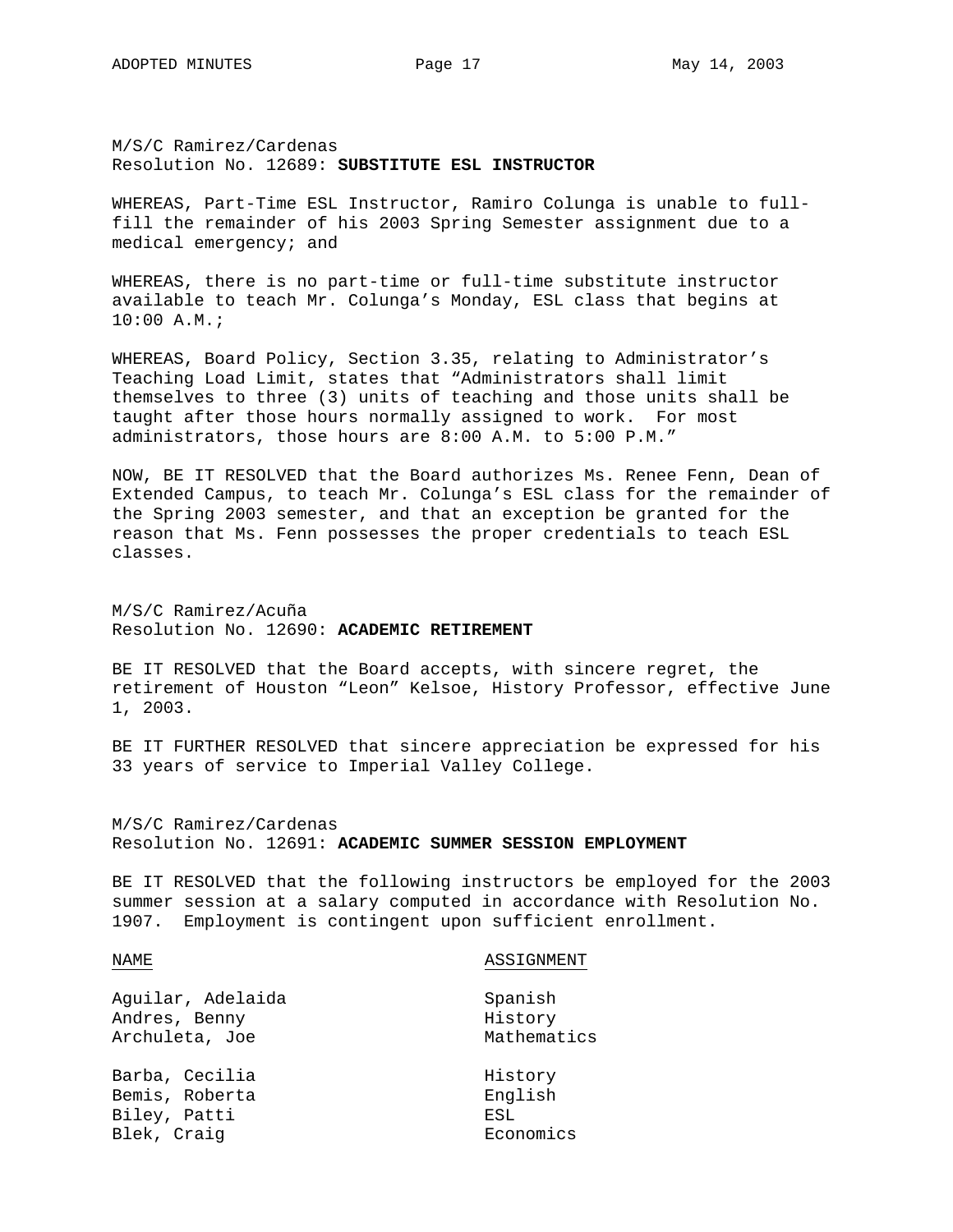M/S/C Ramirez/Cardenas
Resolution No. 12689: **SUBSTITUTE ESL INSTRUCTOR**

WHEREAS, Part-Time ESL Instructor, Ramiro Colunga is unable to full-fill the remainder of his 2003 Spring Semester assignment due to a medical emergency; and

WHEREAS, there is no part-time or full-time substitute instructor available to teach Mr. Colunga's Monday, ESL class that begins at 10:00 A.M.;

WHEREAS, Board Policy, Section 3.35, relating to Administrator's Teaching Load Limit, states that "Administrators shall limit themselves to three (3) units of teaching and those units shall be taught after those hours normally assigned to work. For most administrators, those hours are 8:00 A.M. to 5:00 P.M."

NOW, BE IT RESOLVED that the Board authorizes Ms. Renee Fenn, Dean of Extended Campus, to teach Mr. Colunga's ESL class for the remainder of the Spring 2003 semester, and that an exception be granted for the reason that Ms. Fenn possesses the proper credentials to teach ESL classes.

M/S/C Ramirez/Acuña
Resolution No. 12690: **ACADEMIC RETIREMENT**

BE IT RESOLVED that the Board accepts, with sincere regret, the retirement of Houston "Leon" Kelsoe, History Professor, effective June 1, 2003.

BE IT FURTHER RESOLVED that sincere appreciation be expressed for his 33 years of service to Imperial Valley College.

M/S/C Ramirez/Cardenas
Resolution No. 12691: **ACADEMIC SUMMER SESSION EMPLOYMENT**

BE IT RESOLVED that the following instructors be employed for the 2003 summer session at a salary computed in accordance with Resolution No. 1907. Employment is contingent upon sufficient enrollment.

| NAME | ASSIGNMENT |
|---|---|
| Aguilar, Adelaida | Spanish |
| Andres, Benny | History |
| Archuleta, Joe | Mathematics |
| Barba, Cecilia | History |
| Bemis, Roberta | English |
| Biley, Patti | ESL |
| Blek, Craig | Economics |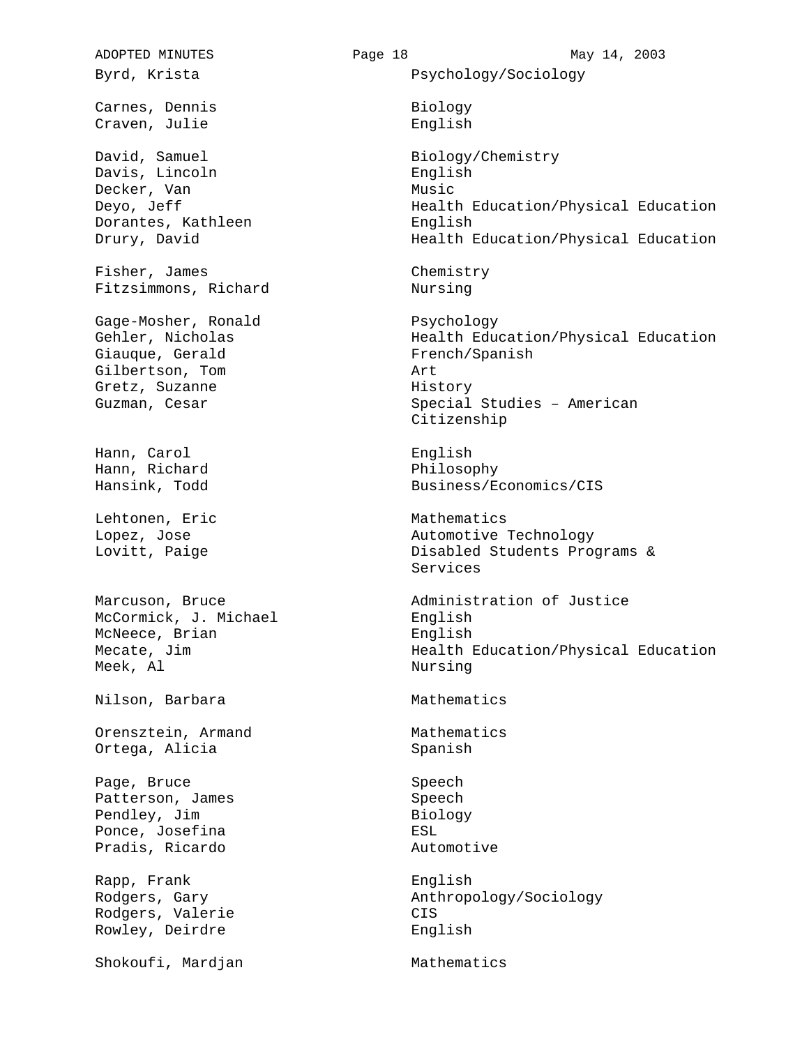| | |
|---|---|
| Byrd, Krista | Psychology/Sociology |
| Carnes, Dennis | Biology |
| Craven, Julie | English |
| David, Samuel | Biology/Chemistry |
| Davis, Lincoln | English |
| Decker, Van | Music |
| Deyo, Jeff | Health Education/Physical Education |
| Dorantes, Kathleen | English |
| Drury, David | Health Education/Physical Education |
| Fisher, James | Chemistry |
| Fitzsimmons, Richard | Nursing |
| Gage-Mosher, Ronald | Psychology |
| Gehler, Nicholas | Health Education/Physical Education |
| Giauque, Gerald | French/Spanish |
| Gilbertson, Tom | Art |
| Gretz, Suzanne | History |
| Guzman, Cesar | Special Studies – American Citizenship |
| Hann, Carol | English |
| Hann, Richard | Philosophy |
| Hansink, Todd | Business/Economics/CIS |
| Lehtonen, Eric | Mathematics |
| Lopez, Jose | Automotive Technology |
| Lovitt, Paige | Disabled Students Programs & Services |
| Marcuson, Bruce | Administration of Justice |
| McCormick, J. Michael | English |
| McNeece, Brian | English |
| Mecate, Jim | Health Education/Physical Education |
| Meek, Al | Nursing |
| Nilson, Barbara | Mathematics |
| Orensztein, Armand | Mathematics |
| Ortega, Alicia | Spanish |
| Page, Bruce | Speech |
| Patterson, James | Speech |
| Pendley, Jim | Biology |
| Ponce, Josefina | ESL |
| Pradis, Ricardo | Automotive |
| Rapp, Frank | English |
| Rodgers, Gary | Anthropology/Sociology |
| Rodgers, Valerie | CIS |
| Rowley, Deirdre | English |
| Shokoufi, Mardjan | Mathematics |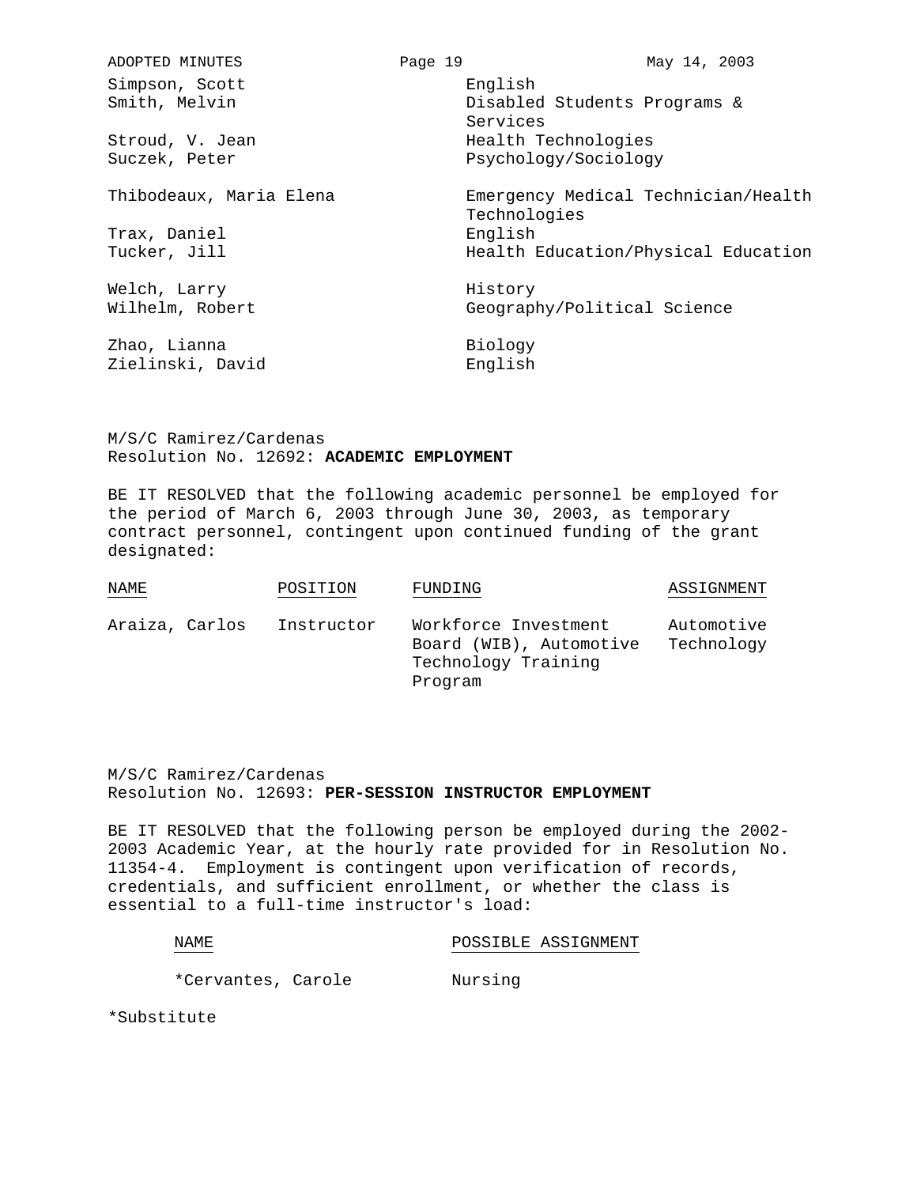| | |
|---|---|
| Simpson, Scott | English |
| Smith, Melvin | Disabled Students Programs & Services |
| Stroud, V. Jean | Health Technologies |
| Suczek, Peter | Psychology/Sociology |
| Thibodeaux, Maria Elena | Emergency Medical Technician/Health Technologies |
| Trax, Daniel | English |
| Tucker, Jill | Health Education/Physical Education |
| Welch, Larry | History |
| Wilhelm, Robert | Geography/Political Science |
| Zhao, Lianna | Biology |
| Zielinski, David | English |

M/S/C Ramirez/Cardenas
Resolution No. 12692: **ACADEMIC EMPLOYMENT**

BE IT RESOLVED that the following academic personnel be employed for the period of March 6, 2003 through June 30, 2003, as temporary contract personnel, contingent upon continued funding of the grant designated:

| NAME | POSITION | FUNDING | ASSIGNMENT |
|---|---|---|---|
| Araiza, Carlos | Instructor | Workforce Investment Board (WIB), Automotive Technology Training Program | Automotive Technology |

M/S/C Ramirez/Cardenas
Resolution No. 12693: **PER-SESSION INSTRUCTOR EMPLOYMENT**

BE IT RESOLVED that the following person be employed during the 2002-2003 Academic Year, at the hourly rate provided for in Resolution No. 11354-4. Employment is contingent upon verification of records, credentials, and sufficient enrollment, or whether the class is essential to a full-time instructor's load:

| NAME | POSSIBLE ASSIGNMENT |
|---|---|
| *Cervantes, Carole | Nursing |

*Substitute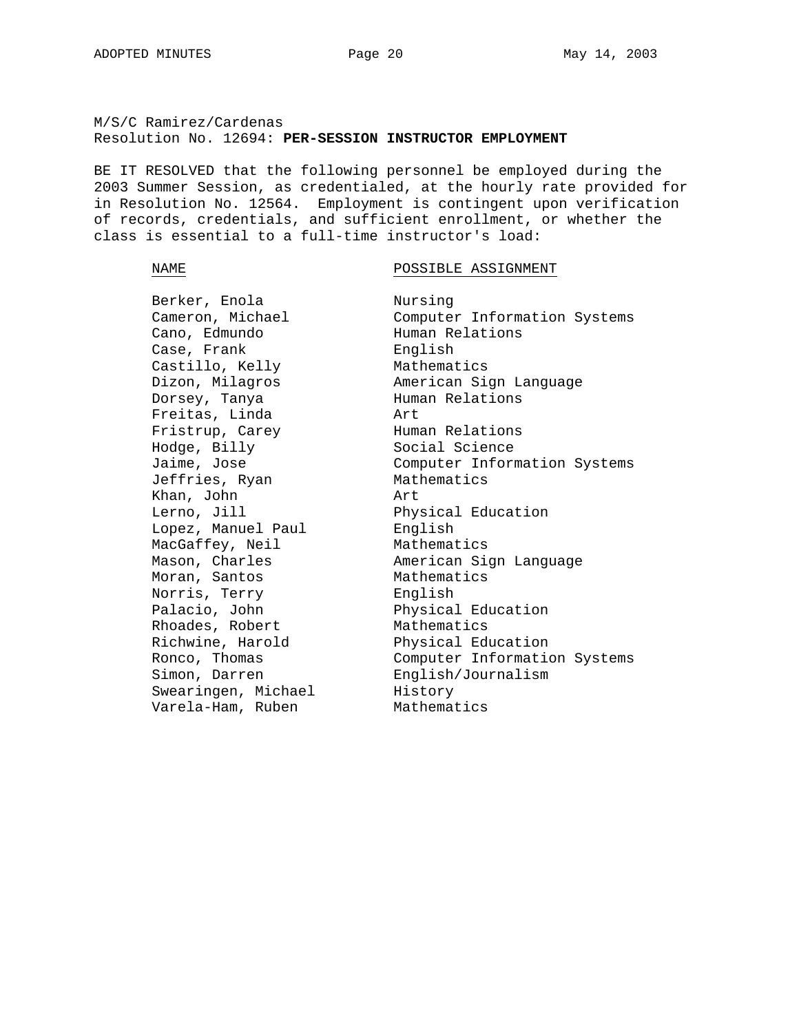M/S/C Ramirez/Cardenas
Resolution No. 12694: **PER-SESSION INSTRUCTOR EMPLOYMENT**

BE IT RESOLVED that the following personnel be employed during the 2003 Summer Session, as credentialed, at the hourly rate provided for in Resolution No. 12564. Employment is contingent upon verification of records, credentials, and sufficient enrollment, or whether the class is essential to a full-time instructor's load:

| NAME | POSSIBLE ASSIGNMENT |
|---|---|
| Berker, Enola | Nursing |
| Cameron, Michael | Computer Information Systems |
| Cano, Edmundo | Human Relations |
| Case, Frank | English |
| Castillo, Kelly | Mathematics |
| Dizon, Milagros | American Sign Language |
| Dorsey, Tanya | Human Relations |
| Freitas, Linda | Art |
| Fristrup, Carey | Human Relations |
| Hodge, Billy | Social Science |
| Jaime, Jose | Computer Information Systems |
| Jeffries, Ryan | Mathematics |
| Khan, John | Art |
| Lerno, Jill | Physical Education |
| Lopez, Manuel Paul | English |
| MacGaffey, Neil | Mathematics |
| Mason, Charles | American Sign Language |
| Moran, Santos | Mathematics |
| Norris, Terry | English |
| Palacio, John | Physical Education |
| Rhoades, Robert | Mathematics |
| Richwine, Harold | Physical Education |
| Ronco, Thomas | Computer Information Systems |
| Simon, Darren | English/Journalism |
| Swearingen, Michael | History |
| Varela-Ham, Ruben | Mathematics |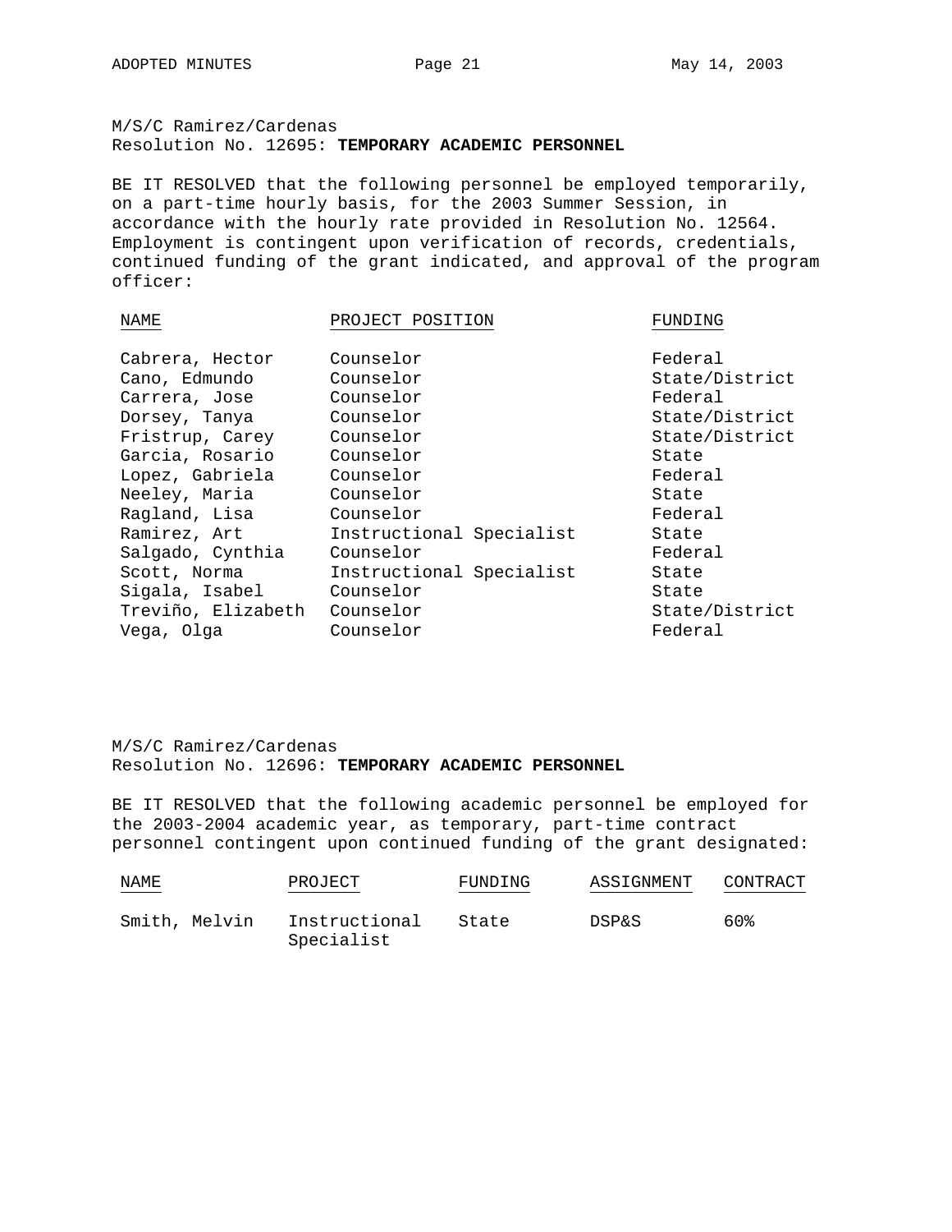M/S/C Ramirez/Cardenas
Resolution No. 12695: **TEMPORARY ACADEMIC PERSONNEL**

BE IT RESOLVED that the following personnel be employed temporarily, on a part-time hourly basis, for the 2003 Summer Session, in accordance with the hourly rate provided in Resolution No. 12564. Employment is contingent upon verification of records, credentials, continued funding of the grant indicated, and approval of the program officer:

| NAME | PROJECT POSITION | FUNDING |
|---|---|---|
| Cabrera, Hector | Counselor | Federal |
| Cano, Edmundo | Counselor | State/District |
| Carrera, Jose | Counselor | Federal |
| Dorsey, Tanya | Counselor | State/District |
| Fristrup, Carey | Counselor | State/District |
| Garcia, Rosario | Counselor | State |
| Lopez, Gabriela | Counselor | Federal |
| Neeley, Maria | Counselor | State |
| Ragland, Lisa | Counselor | Federal |
| Ramirez, Art | Instructional Specialist | State |
| Salgado, Cynthia | Counselor | Federal |
| Scott, Norma | Instructional Specialist | State |
| Sigala, Isabel | Counselor | State |
| Treviño, Elizabeth | Counselor | State/District |
| Vega, Olga | Counselor | Federal |

M/S/C Ramirez/Cardenas
Resolution No. 12696: **TEMPORARY ACADEMIC PERSONNEL**

BE IT RESOLVED that the following academic personnel be employed for the 2003-2004 academic year, as temporary, part-time contract personnel contingent upon continued funding of the grant designated:

| NAME | PROJECT | FUNDING | ASSIGNMENT | CONTRACT |
|---|---|---|---|---|
| Smith, Melvin | Instructional Specialist | State | DSP&S | 60% |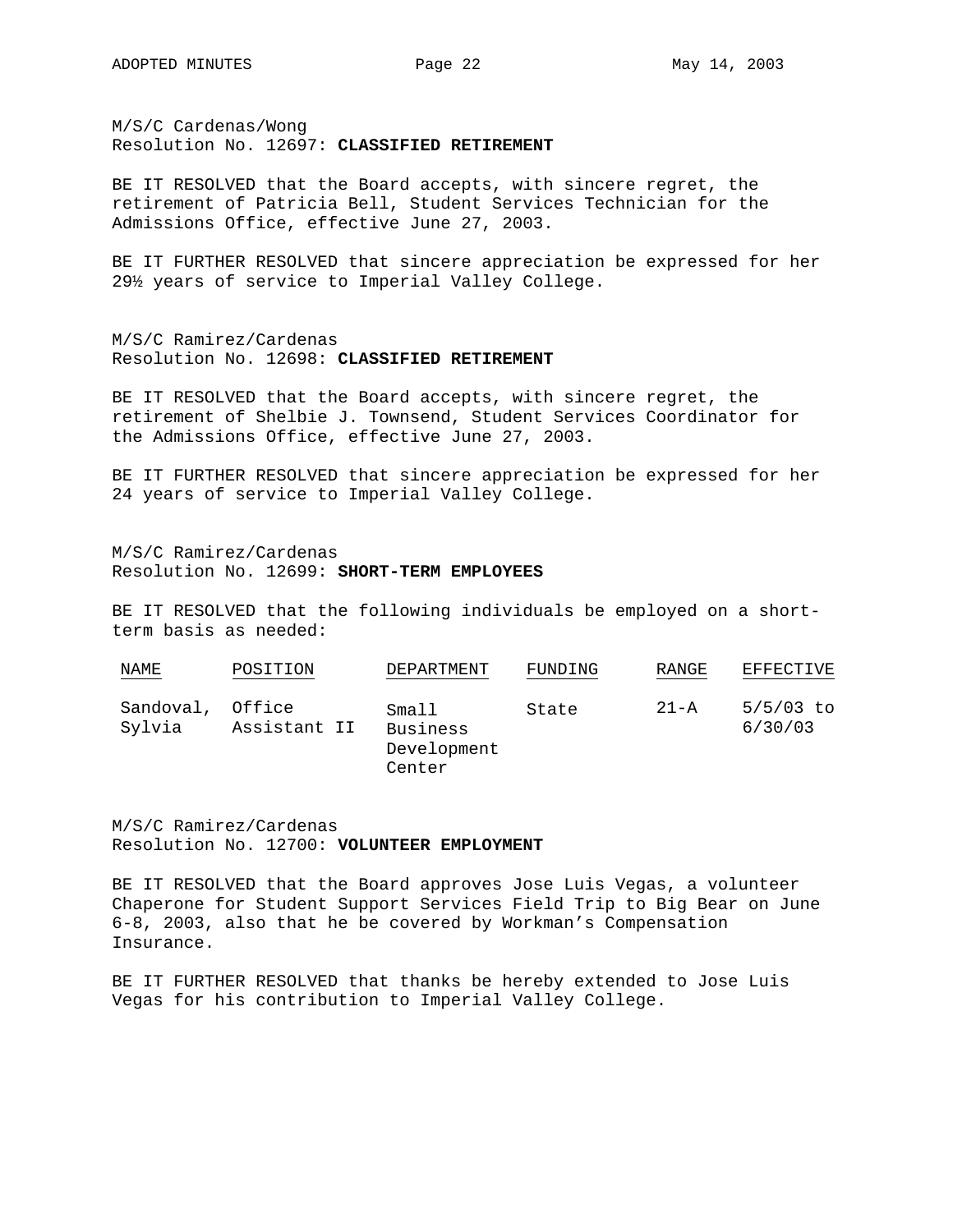M/S/C Cardenas/Wong
Resolution No. 12697: **CLASSIFIED RETIREMENT**

BE IT RESOLVED that the Board accepts, with sincere regret, the retirement of Patricia Bell, Student Services Technician for the Admissions Office, effective June 27, 2003.

BE IT FURTHER RESOLVED that sincere appreciation be expressed for her 29½ years of service to Imperial Valley College.

M/S/C Ramirez/Cardenas
Resolution No. 12698: **CLASSIFIED RETIREMENT**

BE IT RESOLVED that the Board accepts, with sincere regret, the retirement of Shelbie J. Townsend, Student Services Coordinator for the Admissions Office, effective June 27, 2003.

BE IT FURTHER RESOLVED that sincere appreciation be expressed for her 24 years of service to Imperial Valley College.

M/S/C Ramirez/Cardenas
Resolution No. 12699: **SHORT-TERM EMPLOYEES**

BE IT RESOLVED that the following individuals be employed on a short-term basis as needed:

| NAME | POSITION | DEPARTMENT | FUNDING | RANGE | EFFECTIVE |
|---|---|---|---|---|---|
| Sandoval, Sylvia | Office Assistant II | Small Business Development Center | State | 21-A | 5/5/03 to 6/30/03 |

M/S/C Ramirez/Cardenas
Resolution No. 12700: **VOLUNTEER EMPLOYMENT**

BE IT RESOLVED that the Board approves Jose Luis Vegas, a volunteer Chaperone for Student Support Services Field Trip to Big Bear on June 6-8, 2003, also that he be covered by Workman's Compensation Insurance.

BE IT FURTHER RESOLVED that thanks be hereby extended to Jose Luis Vegas for his contribution to Imperial Valley College.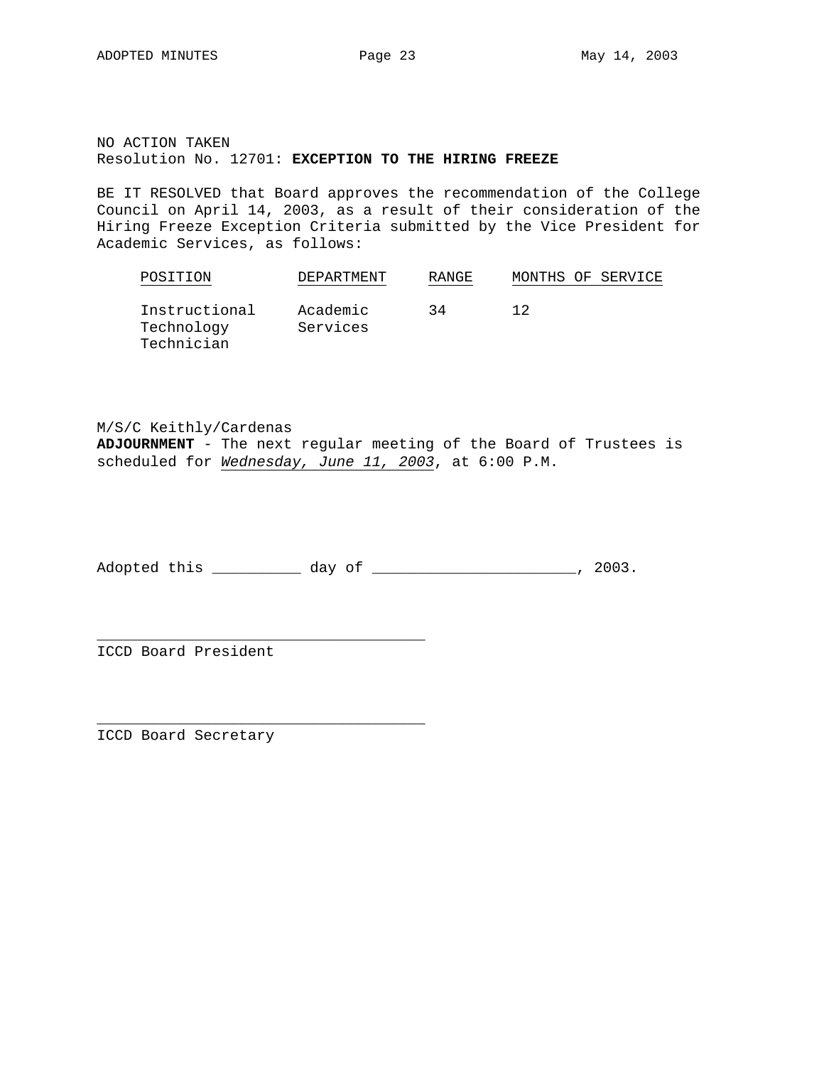NO ACTION TAKEN
Resolution No. 12701: **EXCEPTION TO THE HIRING FREEZE**

BE IT RESOLVED that Board approves the recommendation of the College Council on April 14, 2003, as a result of their consideration of the Hiring Freeze Exception Criteria submitted by the Vice President for Academic Services, as follows:

| POSITION | DEPARTMENT | RANGE | MONTHS OF SERVICE |
|---|---|---|---|
| Instructional Technology Technician | Academic Services | 34 | 12 |

M/S/C Keithly/Cardenas
**ADJOURNMENT** - The next regular meeting of the Board of Trustees is scheduled for *Wednesday, June 11, 2003*, at 6:00 P.M.

Adopted this __________ day of _______________________, 2003.

_____________________________________
ICCD Board President

_____________________________________
ICCD Board Secretary